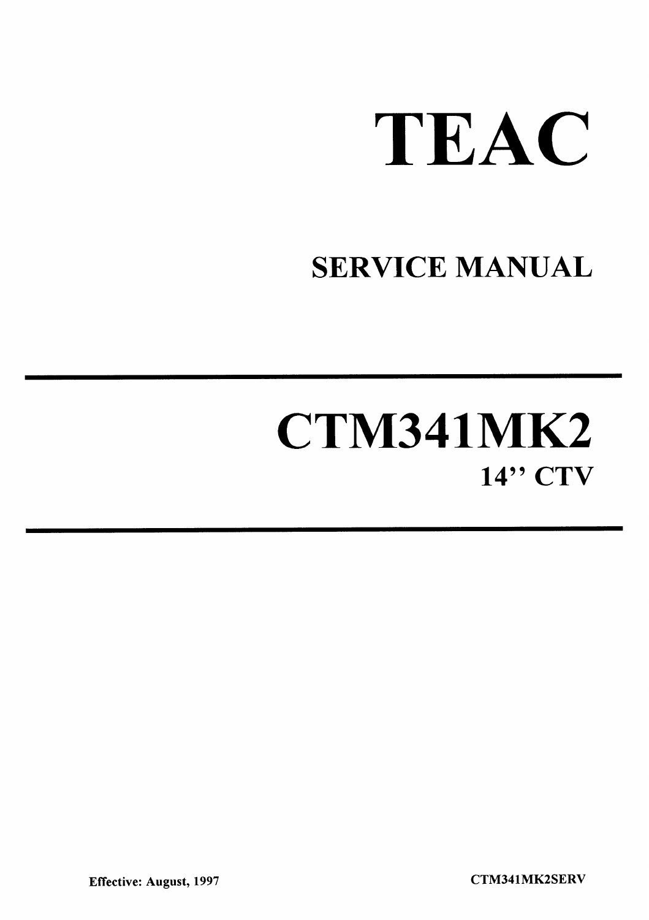# TEAC

## SERVICE MANUAL

---

# CTM341MK2

### 14'' CTV

---

Effective: August, 1997

CTM341MK2SERV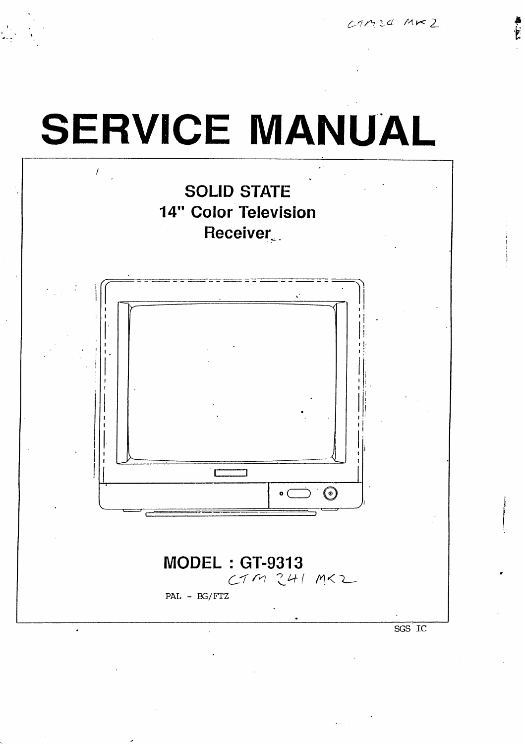CTM 34 MK 2

# SERVICE MANUAL

SOLID STATE
14" Color Television
Receiver

MODEL : GT-9313

CTM 341 MK2

PAL - BG/FTZ

SGS IC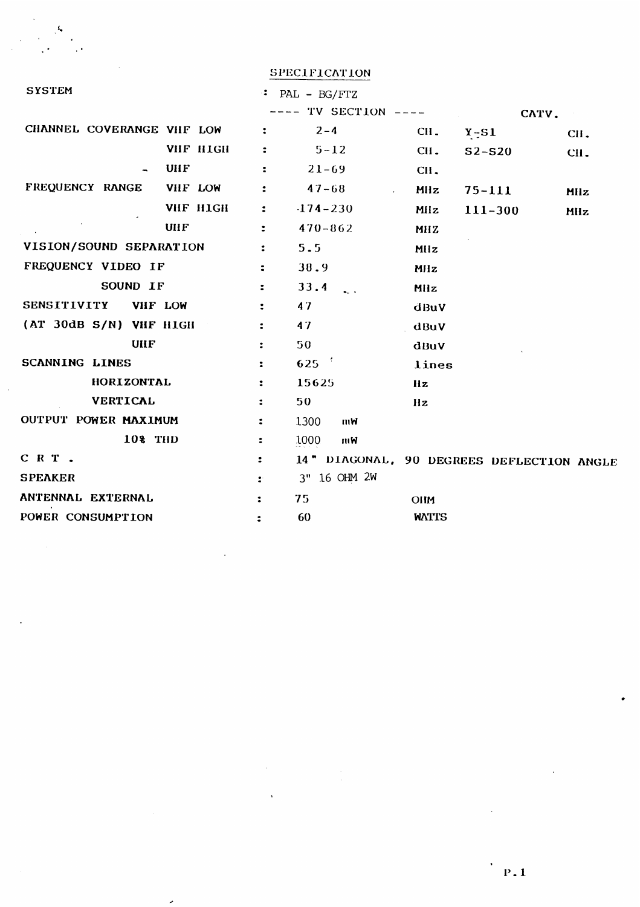# SPECIFICATION

| | | | | | | |
|---|---|---|---|---|---|---|
| SYSTEM | | : PAL - BG/FTZ | | | | |
| | | ---- TV SECTION ---- | | CATV. | | |
| CHANNEL COVERANGE | VHF LOW | : | 2-4 | CH. | Y-S1 | CH. |
| | VHF HIGH | : | 5-12 | CH. | S2-S20 | CH. |
| | UHF | : | 21-69 | CH. | | |
| FREQUENCY RANGE | VHF LOW | : | 47-68 | MHz | 75-111 | MHz |
| | VHF HIGH | : | 174-230 | MHz | 111-300 | MHz |
| | UHF | : | 470-862 | MHZ | | |
| VISION/SOUND SEPARATION | | : | 5.5 | MHz | | |
| FREQUENCY VIDEO IF | | : | 38.9 | MHz | | |
| SOUND IF | | : | 33.4 | MHz | | |
| SENSITIVITY | VHF LOW | : | 47 | dBuV | | |
| (AT 30dB S/N) | VHF HIGH | : | 47 | dBuV | | |
| | UHF | : | 50 | dBuV | | |
| SCANNING LINES | | : | 625 | lines | | |
| HORIZONTAL | | : | 15625 | Hz | | |
| VERTICAL | | : | 50 | Hz | | |
| OUTPUT POWER MAXIMUM | | : | 1300 mW | | | |
| 10% THD | | : | 1000 mW | | | |
| C R T . | | : | 14" DIAGONAL, 90 DEGREES DEFLECTION ANGLE | | | |
| SPEAKER | | : | 3" 16 OHM 2W | | | |
| ANTENNAL EXTERNAL | | : | 75 | OHM | | |
| POWER CONSUMPTION | | : | 60 | WATTS | | |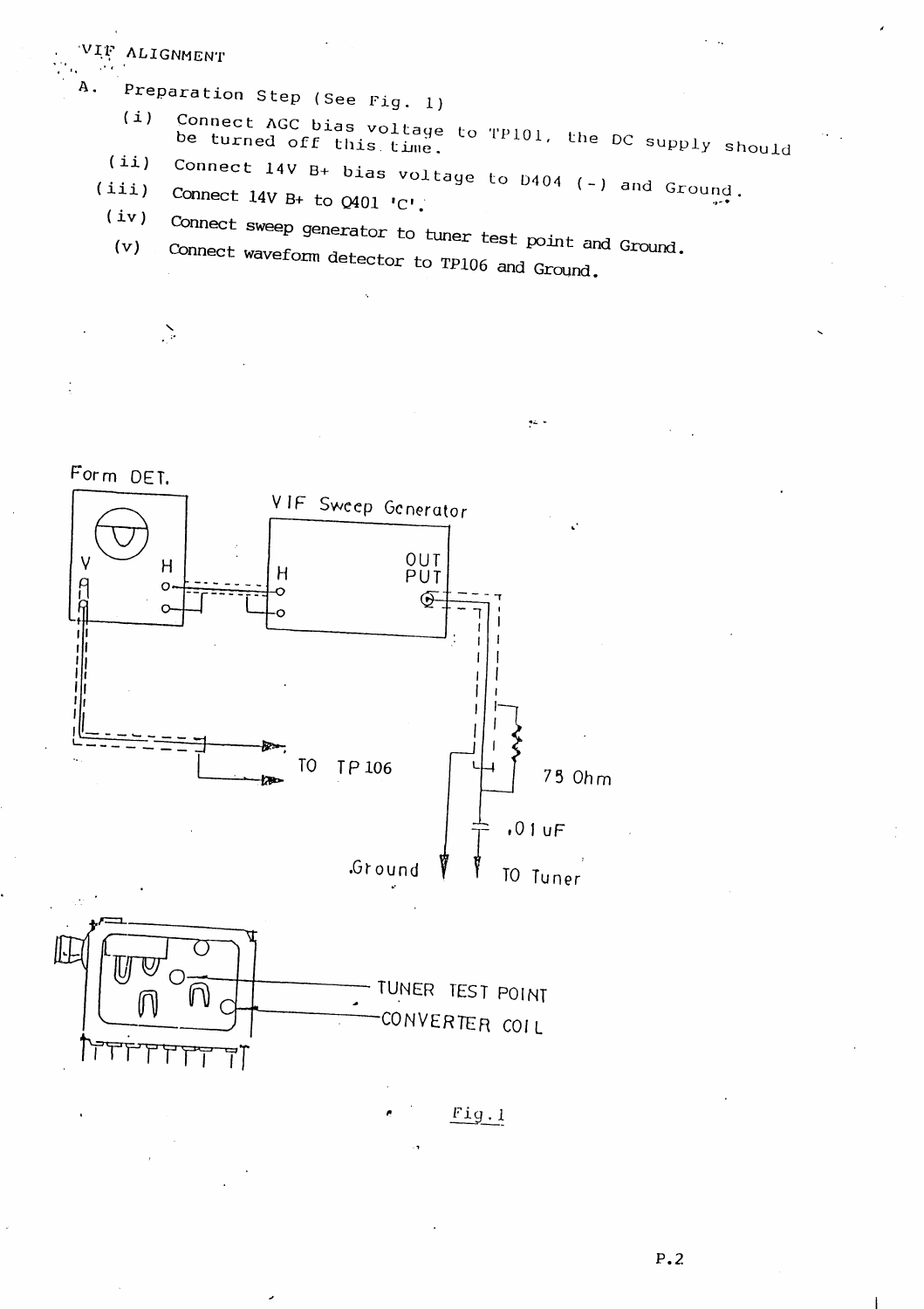VIF ALIGNMENT

A. Preparation Step (See Fig. 1)

(i) Connect AGC bias voltage to TP101, the DC supply should be turned off this time.

(ii) Connect 14V B+ bias voltage to D404 (-) and Ground.

(iii) Connect 14V B+ to Q401 'C'.

(iv) Connect sweep generator to tuner test point and Ground.

(v) Connect waveform detector to TP106 and Ground.

Form DET.

V H

VIF Sweep Generator

H

OUT PUT

TO TP 106

75 Ohm

.01 uF

Ground

TO Tuner

TUNER TEST POINT

CONVERTER COIL

Fig.1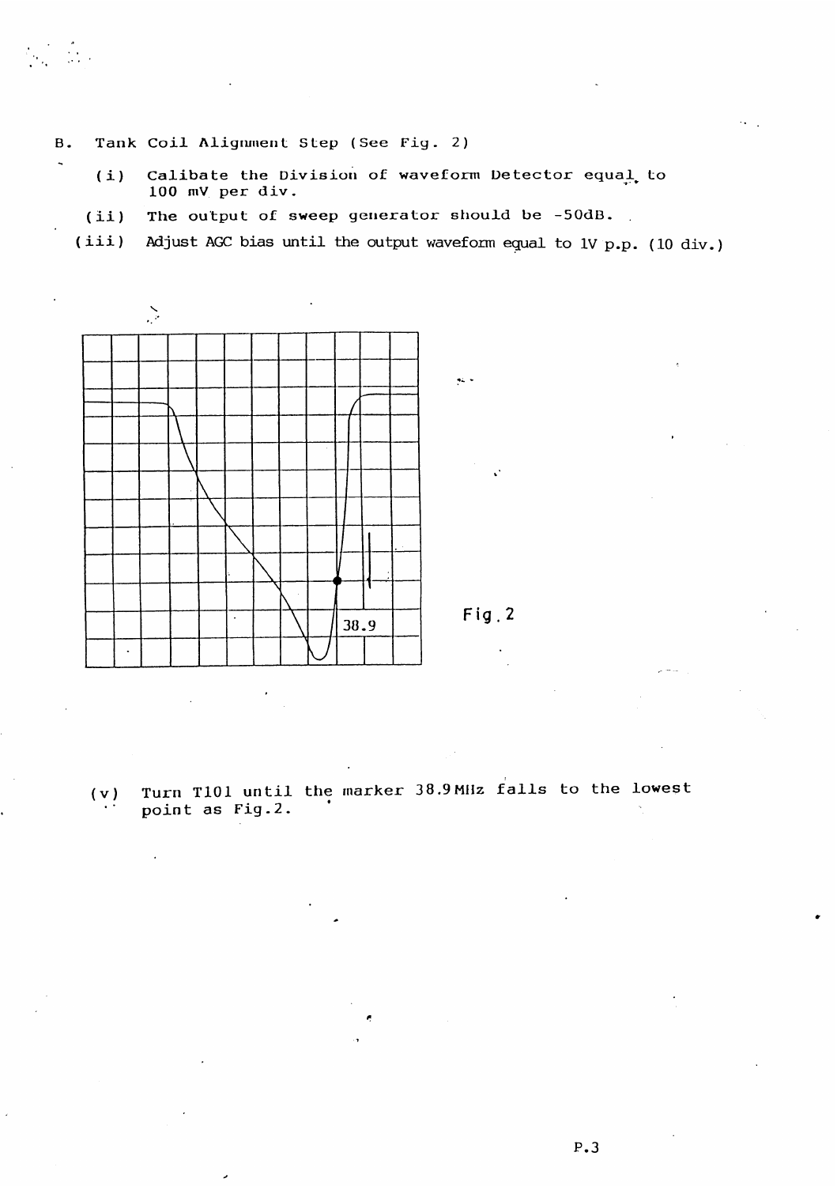B. Tank Coil Alignment Step (See Fig. 2)

(i) Calibate the Division of waveform Detector equal to 100 mV per div.

(ii) The output of sweep generator should be -50dB.

(iii) Adjust AGC bias until the output waveform equal to 1V p.p. (10 div.)

38.9

Fig. 2

(v) Turn T101 until the marker 38.9MHz falls to the lowest point as Fig.2.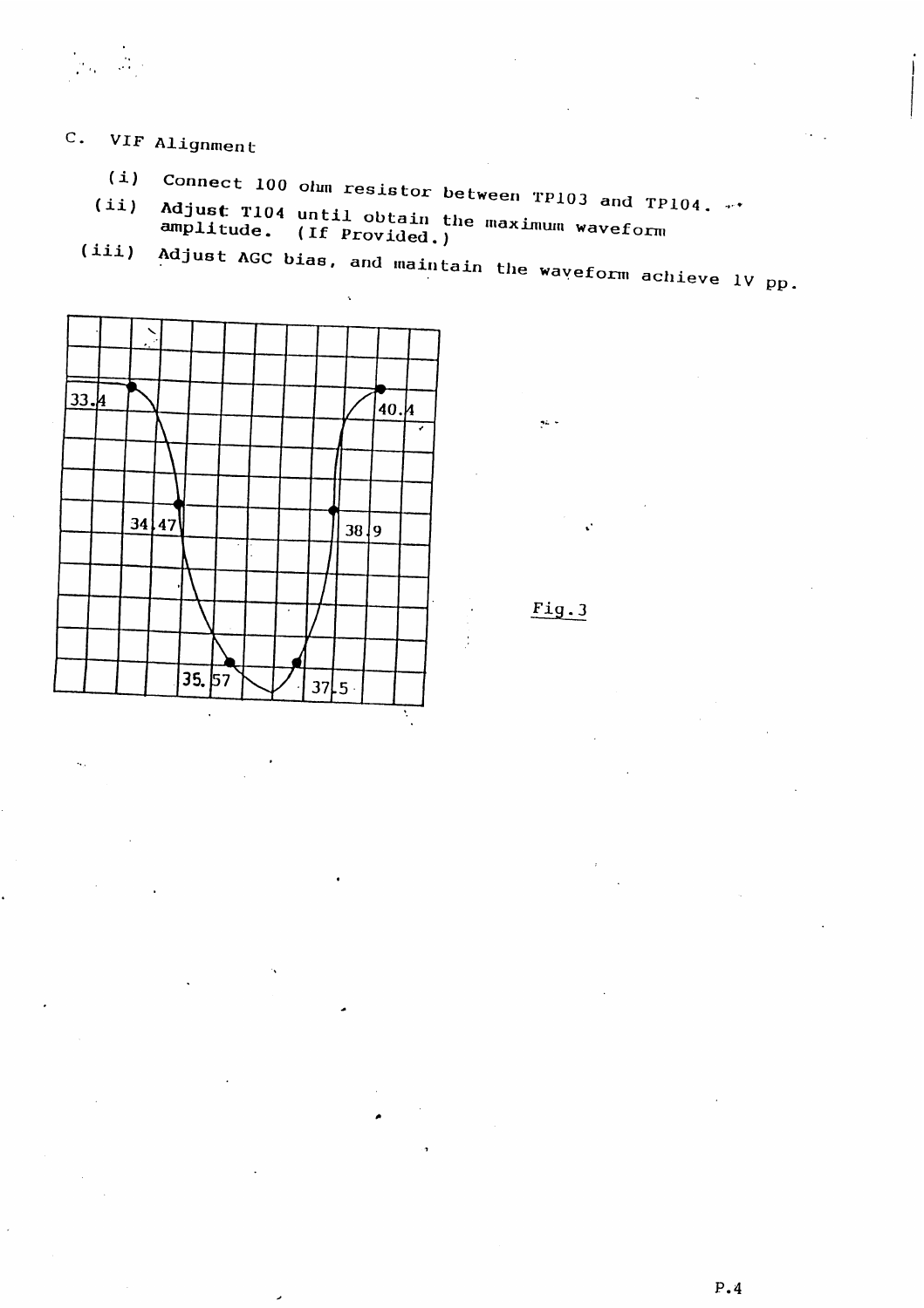C. VIF Alignment

(i) Connect 100 ohm resistor between TP103 and TP104.

(ii) Adjust T104 until obtain the maximum waveform amplitude. (If Provided.)

(iii) Adjust AGC bias, and maintain the waveform achieve 1V pp.

33.4

40.4

34.47

38.9

35.57

37.5

Fig.3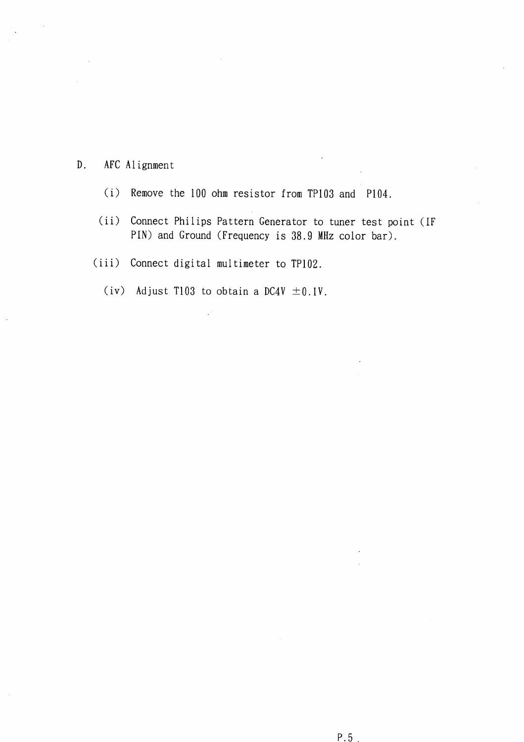## D. AFC Alignment

(i) Remove the 100 ohm resistor from TP103 and P104.

(ii) Connect Philips Pattern Generator to tuner test point (IF PIN) and Ground (Frequency is 38.9 MHz color bar).

(iii) Connect digital multimeter to TP102.

(iv) Adjust T103 to obtain a DC4V ±0.1V.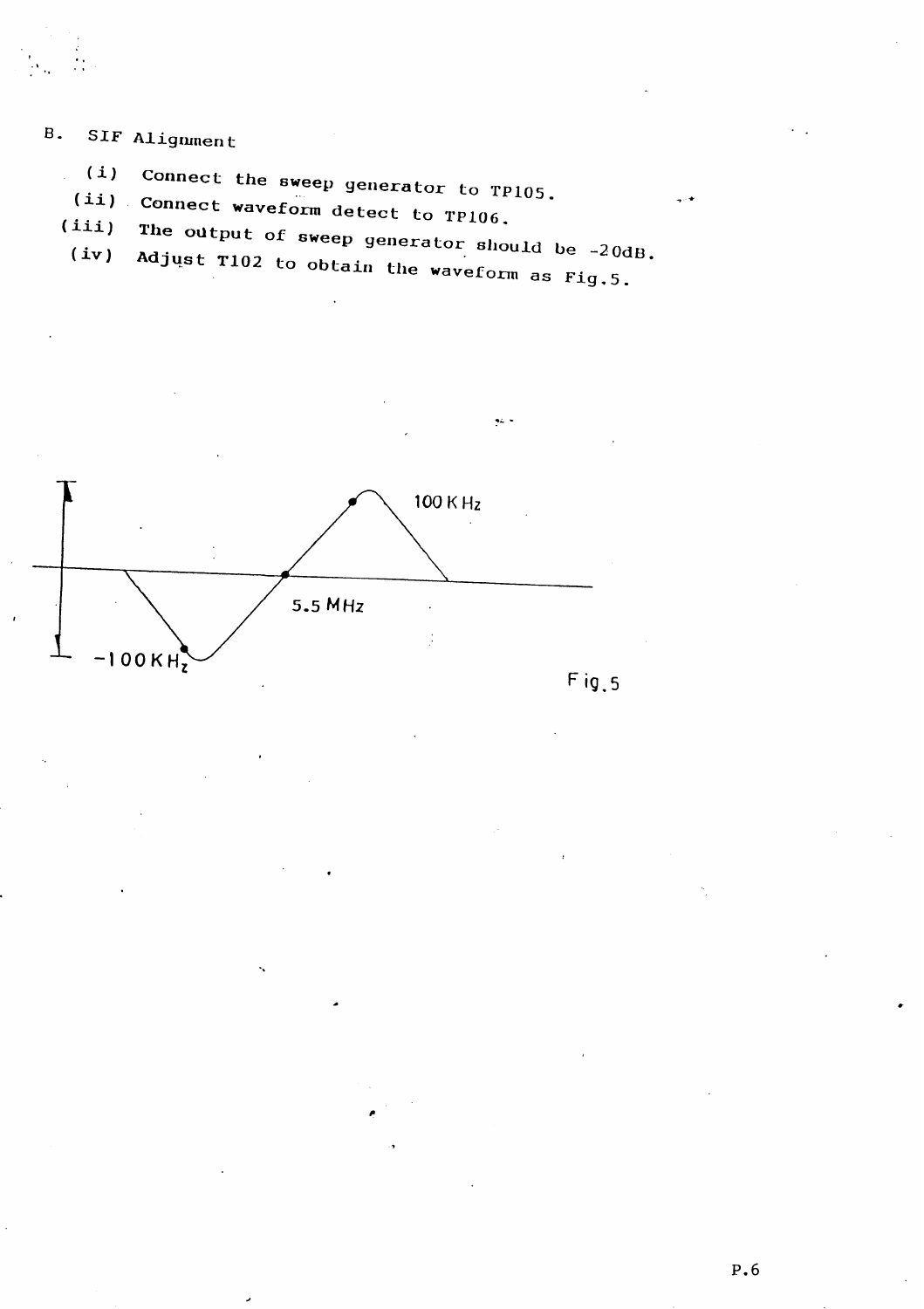B. SIF Alignment

(i) Connect the sweep generator to TP105.

(ii) Connect waveform detect to TP106.

(iii) The output of sweep generator should be -20dB.

(iv) Adjust T102 to obtain the waveform as Fig.5.

100 KHz

5.5 MHz

-100 KHz

Fig.5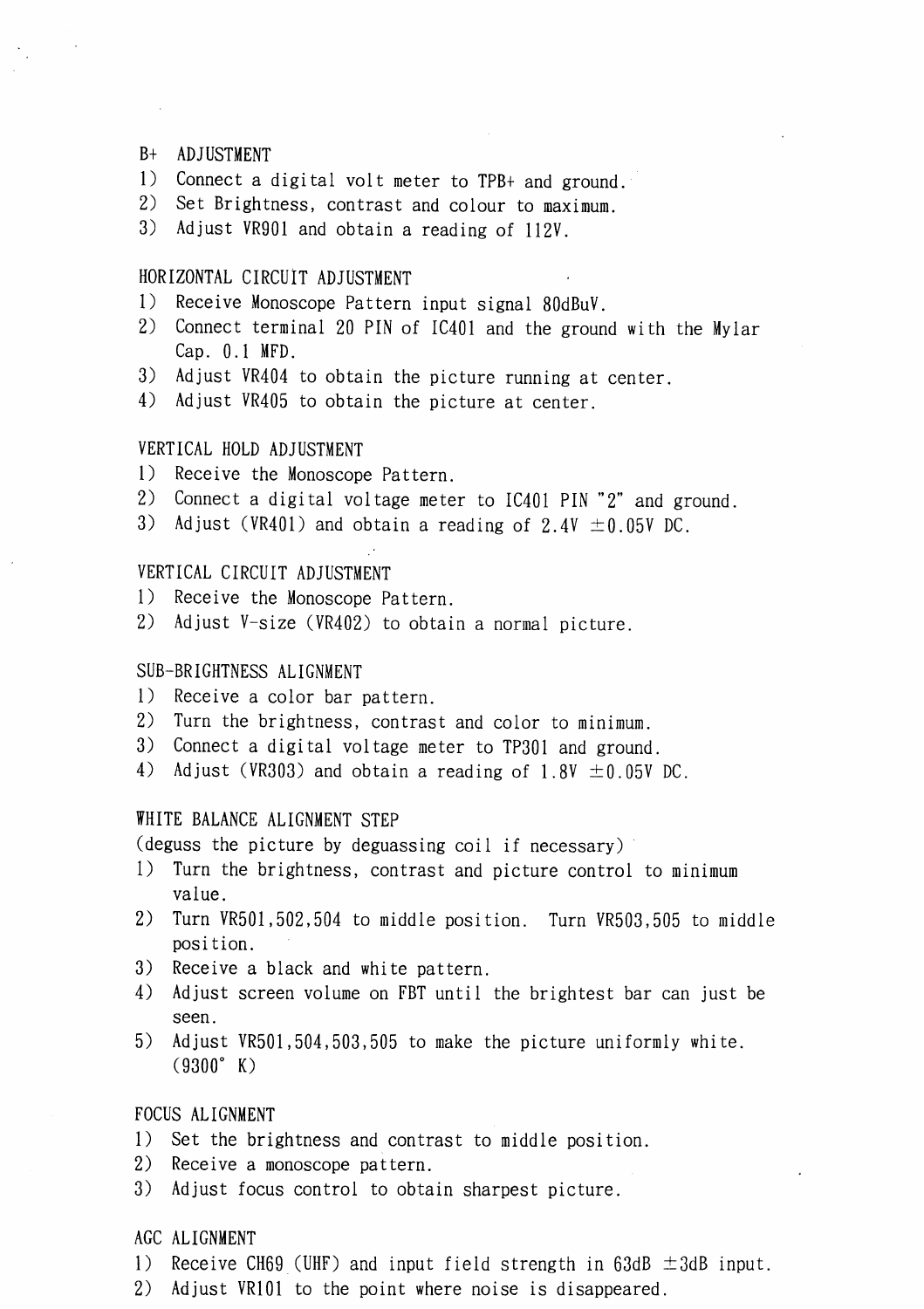## B+ ADJUSTMENT

1) Connect a digital volt meter to TPB+ and ground.
2) Set Brightness, contrast and colour to maximum.
3) Adjust VR901 and obtain a reading of 112V.

## HORIZONTAL CIRCUIT ADJUSTMENT

1) Receive Monoscope Pattern input signal 80dBuV.
2) Connect terminal 20 PIN of IC401 and the ground with the Mylar Cap. 0.1 MFD.
3) Adjust VR404 to obtain the picture running at center.
4) Adjust VR405 to obtain the picture at center.

## VERTICAL HOLD ADJUSTMENT

1) Receive the Monoscope Pattern.
2) Connect a digital voltage meter to IC401 PIN "2" and ground.
3) Adjust (VR401) and obtain a reading of 2.4V ±0.05V DC.

## VERTICAL CIRCUIT ADJUSTMENT

1) Receive the Monoscope Pattern.
2) Adjust V-size (VR402) to obtain a normal picture.

## SUB-BRIGHTNESS ALIGNMENT

1) Receive a color bar pattern.
2) Turn the brightness, contrast and color to minimum.
3) Connect a digital voltage meter to TP301 and ground.
4) Adjust (VR303) and obtain a reading of 1.8V ±0.05V DC.

## WHITE BALANCE ALIGNMENT STEP

(deguss the picture by deguassing coil if necessary)

1) Turn the brightness, contrast and picture control to minimum value.
2) Turn VR501,502,504 to middle position. Turn VR503,505 to middle position.
3) Receive a black and white pattern.
4) Adjust screen volume on FBT until the brightest bar can just be seen.
5) Adjust VR501,504,503,505 to make the picture uniformly white. (9300° K)

## FOCUS ALIGNMENT

1) Set the brightness and contrast to middle position.
2) Receive a monoscope pattern.
3) Adjust focus control to obtain sharpest picture.

## AGC ALIGNMENT

1) Receive CH69 (UHF) and input field strength in 63dB ±3dB input.
2) Adjust VR101 to the point where noise is disappeared.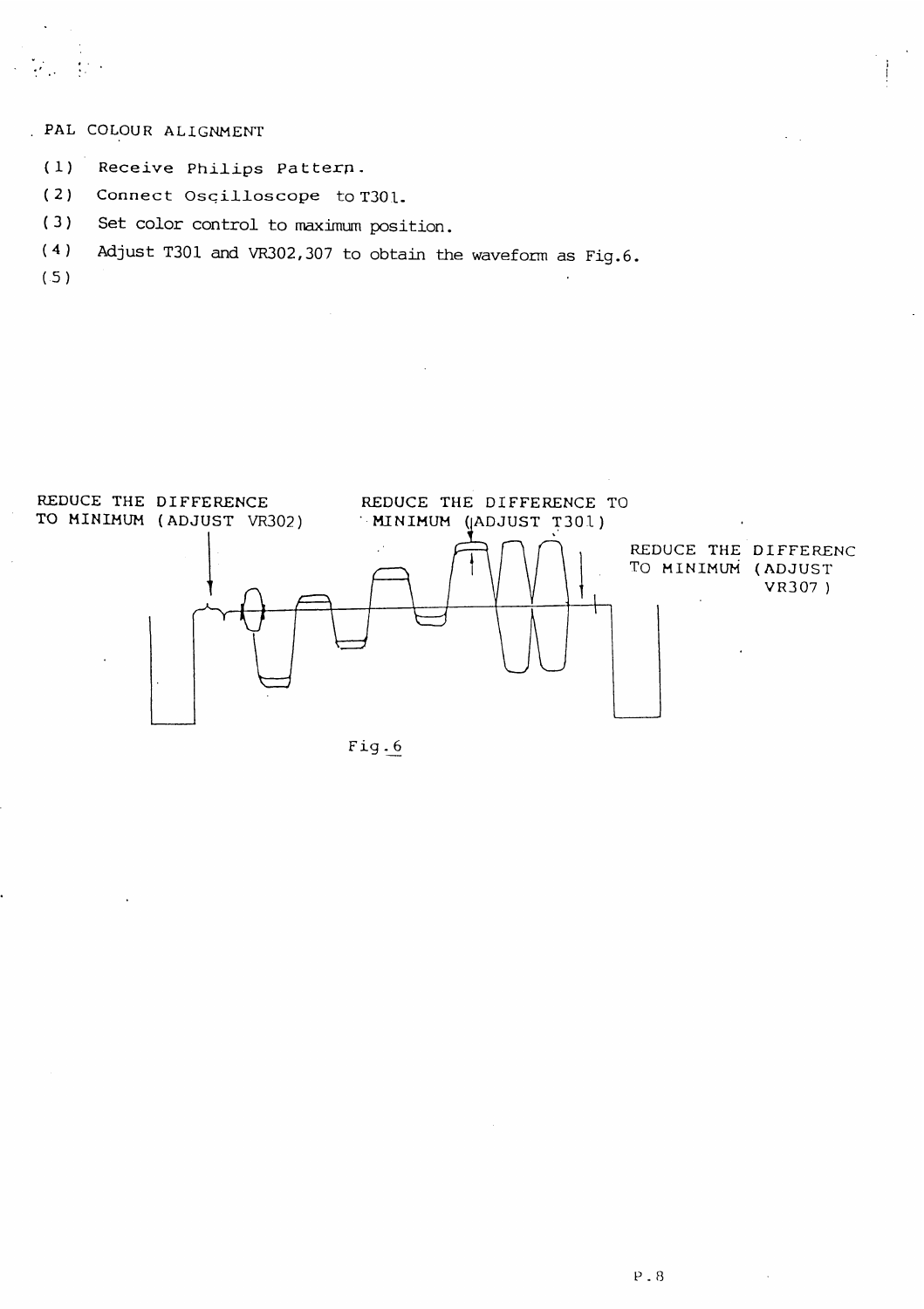PAL COLOUR ALIGNMENT

(1) Receive Philips Pattern.

(2) Connect Oscilloscope to T301.

(3) Set color control to maximum position.

(4) Adjust T301 and VR302,307 to obtain the waveform as Fig.6.

(5)

REDUCE THE DIFFERENCE TO MINIMUM (ADJUST VR302)

REDUCE THE DIFFERENCE TO MINIMUM (ADJUST T301)

REDUCE THE DIFFERENC TO MINIMUM (ADJUST VR307)

Fig.6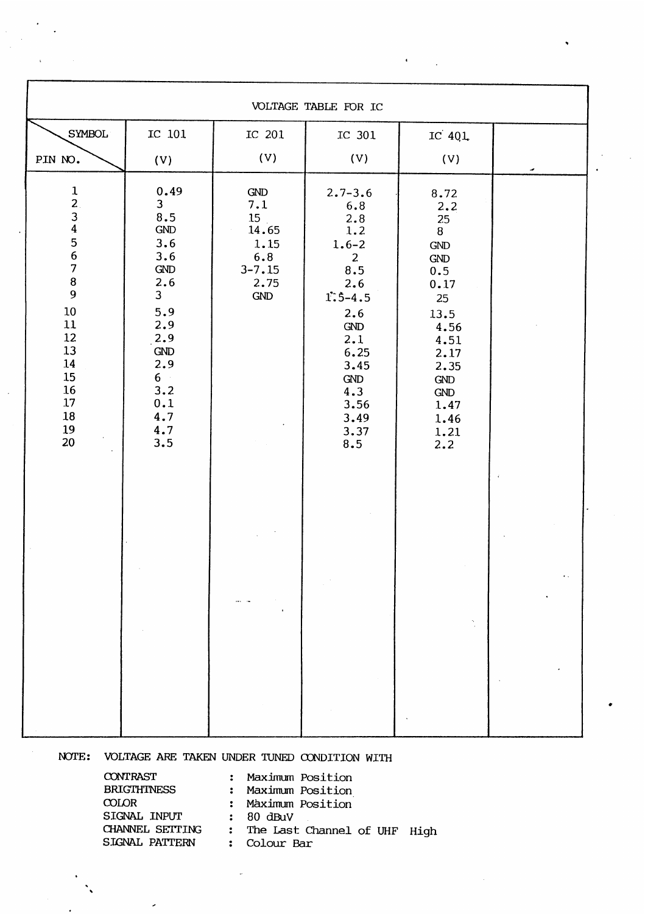## VOLTAGE TABLE FOR IC

| SYMBOL / PIN NO. | IC 101 (V) | IC 201 (V) | IC 301 (V) | IC 401 (V) | |
|---|---|---|---|---|---|
| 1 | 0.49 | GND | 2.7-3.6 | 8.72 | |
| 2 | 3 | 7.1 | 6.8 | 2.2 | |
| 3 | 8.5 | 15 | 2.8 | 25 | |
| 4 | GND | 14.65 | 1.2 | 8 | |
| 5 | 3.6 | 1.15 | 1.6-2 | GND | |
| 6 | 3.6 | 6.8 | 2 | GND | |
| 7 | GND | 3-7.15 | 8.5 | 0.5 | |
| 8 | 2.6 | 2.75 | 2.6 | 0.17 | |
| 9 | 3 | GND | 1.5-4.5 | 25 | |
| 10 | 5.9 | | 2.6 | 13.5 | |
| 11 | 2.9 | | GND | 4.56 | |
| 12 | 2.9 | | 2.1 | 4.51 | |
| 13 | GND | | 6.25 | 2.17 | |
| 14 | 2.9 | | 3.45 | 2.35 | |
| 15 | 6 | | GND | GND | |
| 16 | 3.2 | | 4.3 | GND | |
| 17 | 0.1 | | 3.56 | 1.47 | |
| 18 | 4.7 | | 3.49 | 1.46 | |
| 19 | 4.7 | | 3.37 | 1.21 | |
| 20 | 3.5 | | 8.5 | 2.2 | |

NOTE: VOLTAGE ARE TAKEN UNDER TUNED CONDITION WITH

| | | |
|---|---|---|
| CONTRAST | : | Maximum Position |
| BRIGTHTNESS | : | Maximum Position |
| COLOR | : | Maximum Position |
| SIGNAL INPUT | : | 80 dBuV |
| CHANNEL SETTING | : | The Last Channel of UHF High |
| SIGNAL PATTERN | : | Colour Bar |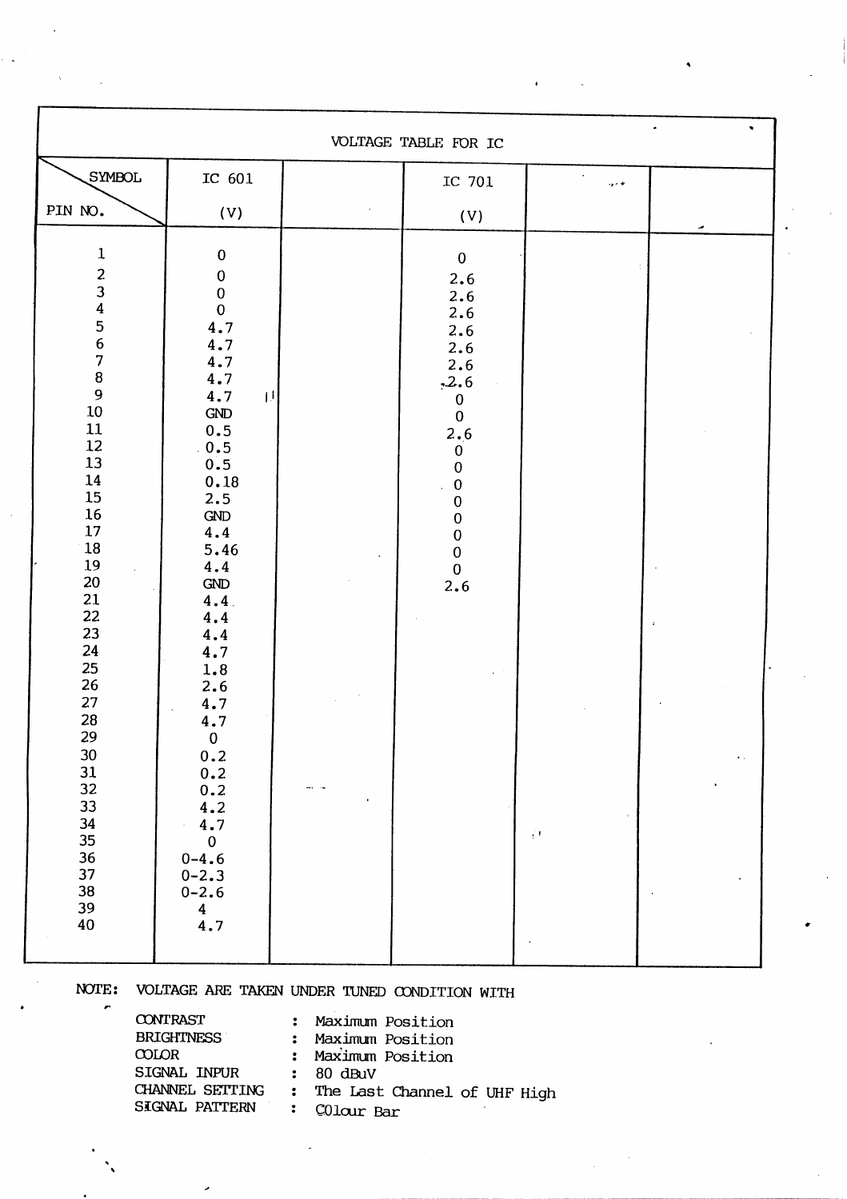| VOLTAGE TABLE FOR IC | | | | | |
|---|---|---|---|---|---|
| SYMBOL / PIN NO. | IC 601 (V) | | IC 701 (V) | | |
| 1 | 0 | | 0 | | |
| 2 | 0 | | 2.6 | | |
| 3 | 0 | | 2.6 | | |
| 4 | 0 | | 2.6 | | |
| 5 | 4.7 | | 2.6 | | |
| 6 | 4.7 | | 2.6 | | |
| 7 | 4.7 | | 2.6 | | |
| 8 | 4.7 | | 2.6 | | |
| 9 | 4.7 | | 0 | | |
| 10 | GND | | 0 | | |
| 11 | 0.5 | | 2.6 | | |
| 12 | 0.5 | | 0 | | |
| 13 | 0.5 | | 0 | | |
| 14 | 0.18 | | 0 | | |
| 15 | 2.5 | | 0 | | |
| 16 | GND | | 0 | | |
| 17 | 4.4 | | 0 | | |
| 18 | 5.46 | | 0 | | |
| 19 | 4.4 | | 0 | | |
| 20 | GND | | 2.6 | | |
| 21 | 4.4 | | | | |
| 22 | 4.4 | | | | |
| 23 | 4.4 | | | | |
| 24 | 4.7 | | | | |
| 25 | 1.8 | | | | |
| 26 | 2.6 | | | | |
| 27 | 4.7 | | | | |
| 28 | 4.7 | | | | |
| 29 | 0 | | | | |
| 30 | 0.2 | | | | |
| 31 | 0.2 | | | | |
| 32 | 0.2 | | | | |
| 33 | 4.2 | | | | |
| 34 | 4.7 | | | | |
| 35 | 0 | | | | |
| 36 | 0-4.6 | | | | |
| 37 | 0-2.3 | | | | |
| 38 | 0-2.6 | | | | |
| 39 | 4 | | | | |
| 40 | 4.7 | | | | |

NOTE: VOLTAGE ARE TAKEN UNDER TUNED CONDITION WITH

| | | |
|---|---|---|
| CONTRAST | : | Maximum Position |
| BRIGHTNESS | : | Maximum Position |
| COLOR | : | Maximum Position |
| SIGNAL INPUR | : | 80 dBuV |
| CHANNEL SETTING | : | The Last Channel of UHF High |
| SIGNAL PATTERN | : | COlour Bar |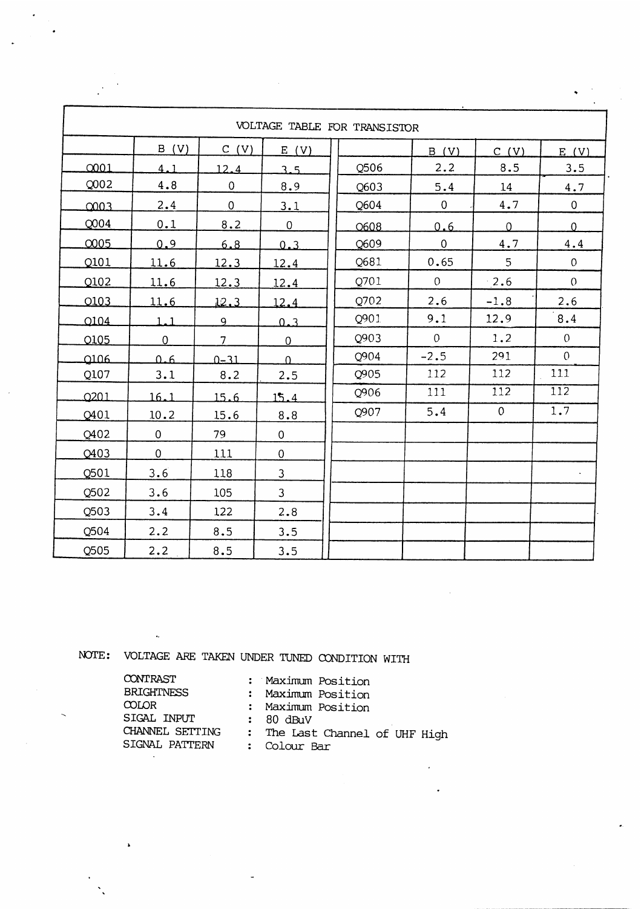| VOLTAGE TABLE FOR TRANSISTOR | | | | | | | |
| --- | --- | --- | --- | --- | --- | --- | --- |
| | B (V) | C (V) | E (V) | | B (V) | C (V) | E (V) |
| Q001 | 4.1 | 12.4 | 3.5 | Q506 | 2.2 | 8.5 | 3.5 |
| Q002 | 4.8 | 0 | 8.9 | Q603 | 5.4 | 14 | 4.7 |
| Q003 | 2.4 | 0 | 3.1 | Q604 | 0 | 4.7 | 0 |
| Q004 | 0.1 | 8.2 | 0 | Q608 | 0.6 | 0 | 0 |
| Q005 | 0.9 | 6.8 | 0.3 | Q609 | 0 | 4.7 | 4.4 |
| Q101 | 11.6 | 12.3 | 12.4 | Q681 | 0.65 | 5 | 0 |
| Q102 | 11.6 | 12.3 | 12.4 | Q701 | 0 | 2.6 | 0 |
| Q103 | 11.6 | 12.3 | 12.4 | Q702 | 2.6 | -1.8 | 2.6 |
| Q104 | 1.1 | 9 | 0.3 | Q901 | 9.1 | 12.9 | 8.4 |
| Q105 | 0 | 7 | 0 | Q903 | 0 | 1.2 | 0 |
| Q106 | 0.6 | 0-31 | 0 | Q904 | -2.5 | 291 | 0 |
| Q107 | 3.1 | 8.2 | 2.5 | Q905 | 112 | 112 | 111 |
| Q201 | 16.1 | 15.6 | 15.4 | Q906 | 111 | 112 | 112 |
| Q401 | 10.2 | 15.6 | 8.8 | Q907 | 5.4 | 0 | 1.7 |
| Q402 | 0 | 79 | 0 | | | | |
| Q403 | 0 | 111 | 0 | | | | |
| Q501 | 3.6 | 118 | 3 | | | | |
| Q502 | 3.6 | 105 | 3 | | | | |
| Q503 | 3.4 | 122 | 2.8 | | | | |
| Q504 | 2.2 | 8.5 | 3.5 | | | | |
| Q505 | 2.2 | 8.5 | 3.5 | | | | |

NOTE: VOLTAGE ARE TAKEN UNDER TUNED CONDITION WITH

| | | |
| --- | --- | --- |
| CONTRAST | : | Maximum Position |
| BRIGHTNESS | : | Maximum Position |
| COLOR | : | Maximum Position |
| SIGAL INPUT | : | 80 dBuV |
| CHANNEL SETTING | : | The Last Channel of UHF High |
| SIGNAL PATTERN | : | Colour Bar |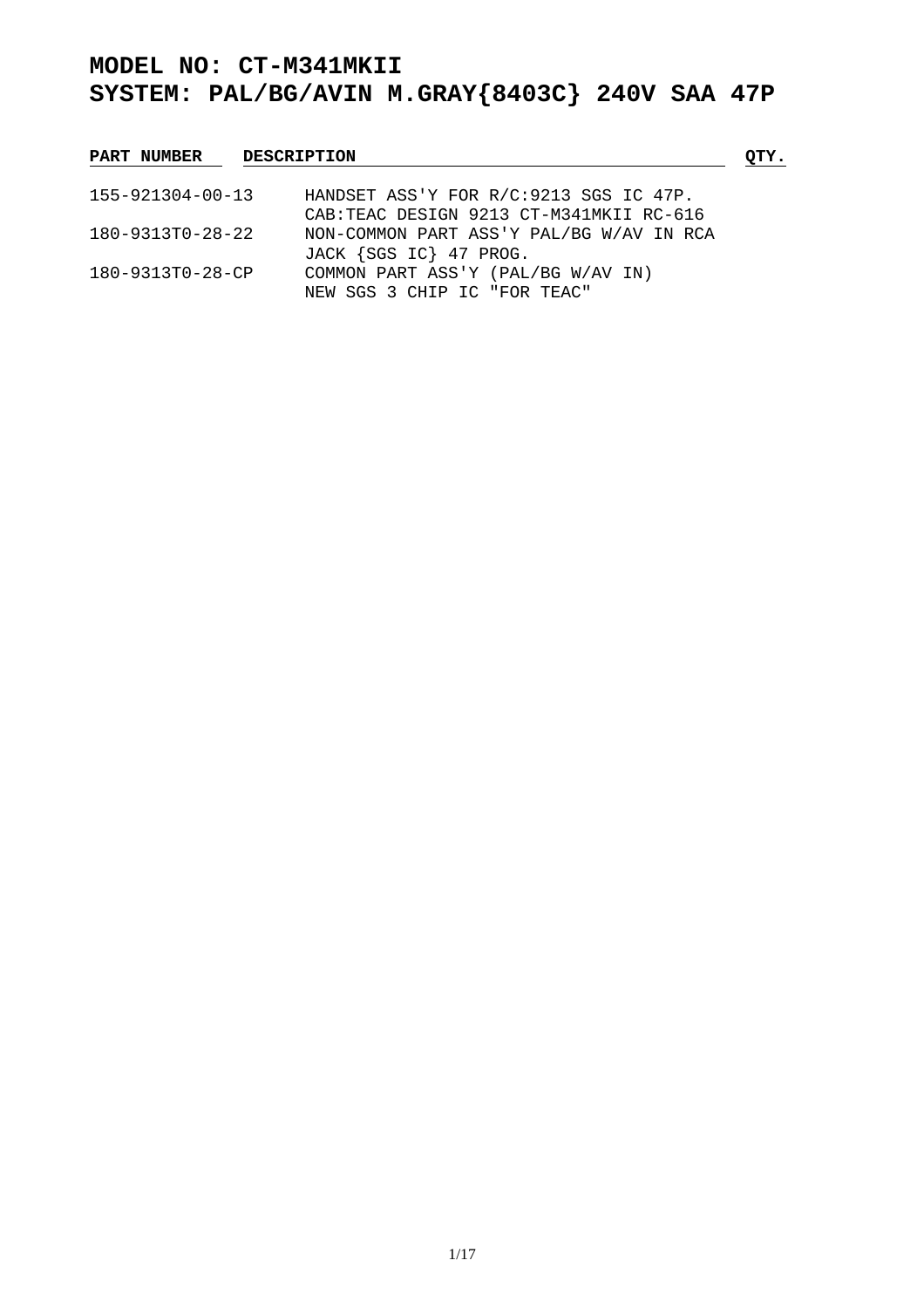# MODEL NO: CT-M341MKII
# SYSTEM: PAL/BG/AVIN M.GRAY{8403C} 240V SAA 47P

| PART NUMBER | DESCRIPTION | QTY. |
| --- | --- | --- |
| 155-921304-00-13 | HANDSET ASS'Y FOR R/C:9213 SGS IC 47P. CAB:TEAC DESIGN 9213 CT-M341MKII RC-616 | |
| 180-9313T0-28-22 | NON-COMMON PART ASS'Y PAL/BG W/AV IN RCA JACK {SGS IC} 47 PROG. | |
| 180-9313T0-28-CP | COMMON PART ASS'Y (PAL/BG W/AV IN) NEW SGS 3 CHIP IC "FOR TEAC" | |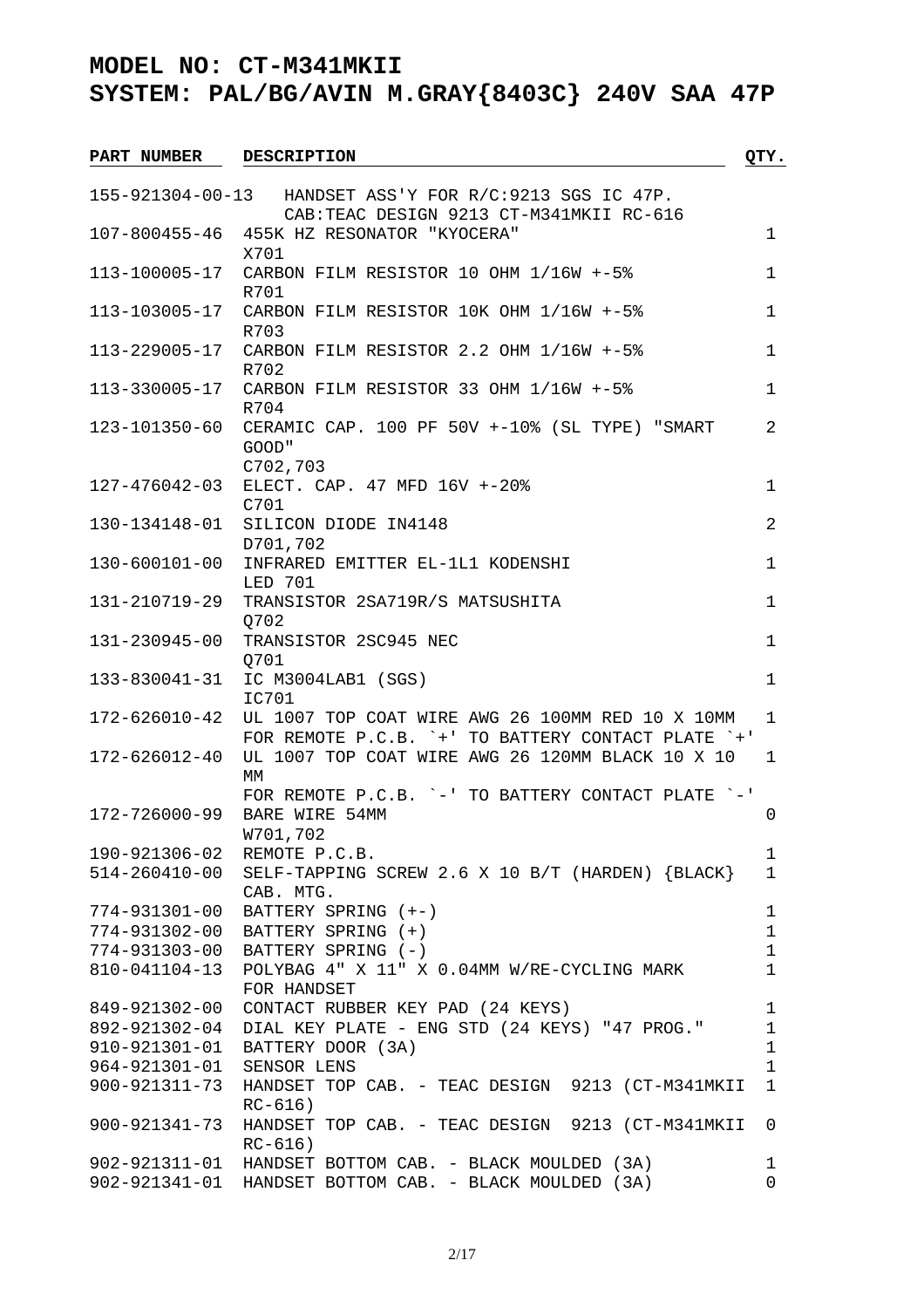# MODEL NO: CT-M341MKII
# SYSTEM: PAL/BG/AVIN M.GRAY{8403C} 240V SAA 47P

| PART NUMBER | DESCRIPTION | QTY. |
|---|---|---|
| 155-921304-00-13 | HANDSET ASS'Y FOR R/C:9213 SGS IC 47P. CAB:TEAC DESIGN 9213 CT-M341MKII RC-616 | |
| 107-800455-46 | 455K HZ RESONATOR "KYOCERA" X701 | 1 |
| 113-100005-17 | CARBON FILM RESISTOR 10 OHM 1/16W +-5% R701 | 1 |
| 113-103005-17 | CARBON FILM RESISTOR 10K OHM 1/16W +-5% R703 | 1 |
| 113-229005-17 | CARBON FILM RESISTOR 2.2 OHM 1/16W +-5% R702 | 1 |
| 113-330005-17 | CARBON FILM RESISTOR 33 OHM 1/16W +-5% R704 | 1 |
| 123-101350-60 | CERAMIC CAP. 100 PF 50V +-10% (SL TYPE) "SMART GOOD" C702,703 | 2 |
| 127-476042-03 | ELECT. CAP. 47 MFD 16V +-20% C701 | 1 |
| 130-134148-01 | SILICON DIODE IN4148 D701,702 | 2 |
| 130-600101-00 | INFRARED EMITTER EL-1L1 KODENSHI LED 701 | 1 |
| 131-210719-29 | TRANSISTOR 2SA719R/S MATSUSHITA Q702 | 1 |
| 131-230945-00 | TRANSISTOR 2SC945 NEC Q701 | 1 |
| 133-830041-31 | IC M3004LAB1 (SGS) IC701 | 1 |
| 172-626010-42 | UL 1007 TOP COAT WIRE AWG 26 100MM RED 10 X 10MM FOR REMOTE P.C.B. `+' TO BATTERY CONTACT PLATE `+' | 1 |
| 172-626012-40 | UL 1007 TOP COAT WIRE AWG 26 120MM BLACK 10 X 10 MM FOR REMOTE P.C.B. `-' TO BATTERY CONTACT PLATE `-' | 1 |
| 172-726000-99 | BARE WIRE 54MM W701,702 | 0 |
| 190-921306-02 | REMOTE P.C.B. | 1 |
| 514-260410-00 | SELF-TAPPING SCREW 2.6 X 10 B/T (HARDEN) {BLACK} CAB. MTG. | 1 |
| 774-931301-00 | BATTERY SPRING (+-) | 1 |
| 774-931302-00 | BATTERY SPRING (+) | 1 |
| 774-931303-00 | BATTERY SPRING (-) | 1 |
| 810-041104-13 | POLYBAG 4" X 11" X 0.04MM W/RE-CYCLING MARK FOR HANDSET | 1 |
| 849-921302-00 | CONTACT RUBBER KEY PAD (24 KEYS) | 1 |
| 892-921302-04 | DIAL KEY PLATE - ENG STD (24 KEYS) "47 PROG." | 1 |
| 910-921301-01 | BATTERY DOOR (3A) | 1 |
| 964-921301-01 | SENSOR LENS | 1 |
| 900-921311-73 | HANDSET TOP CAB. - TEAC DESIGN 9213 (CT-M341MKII RC-616) | 1 |
| 900-921341-73 | HANDSET TOP CAB. - TEAC DESIGN 9213 (CT-M341MKII RC-616) | 0 |
| 902-921311-01 | HANDSET BOTTOM CAB. - BLACK MOULDED (3A) | 1 |
| 902-921341-01 | HANDSET BOTTOM CAB. - BLACK MOULDED (3A) | 0 |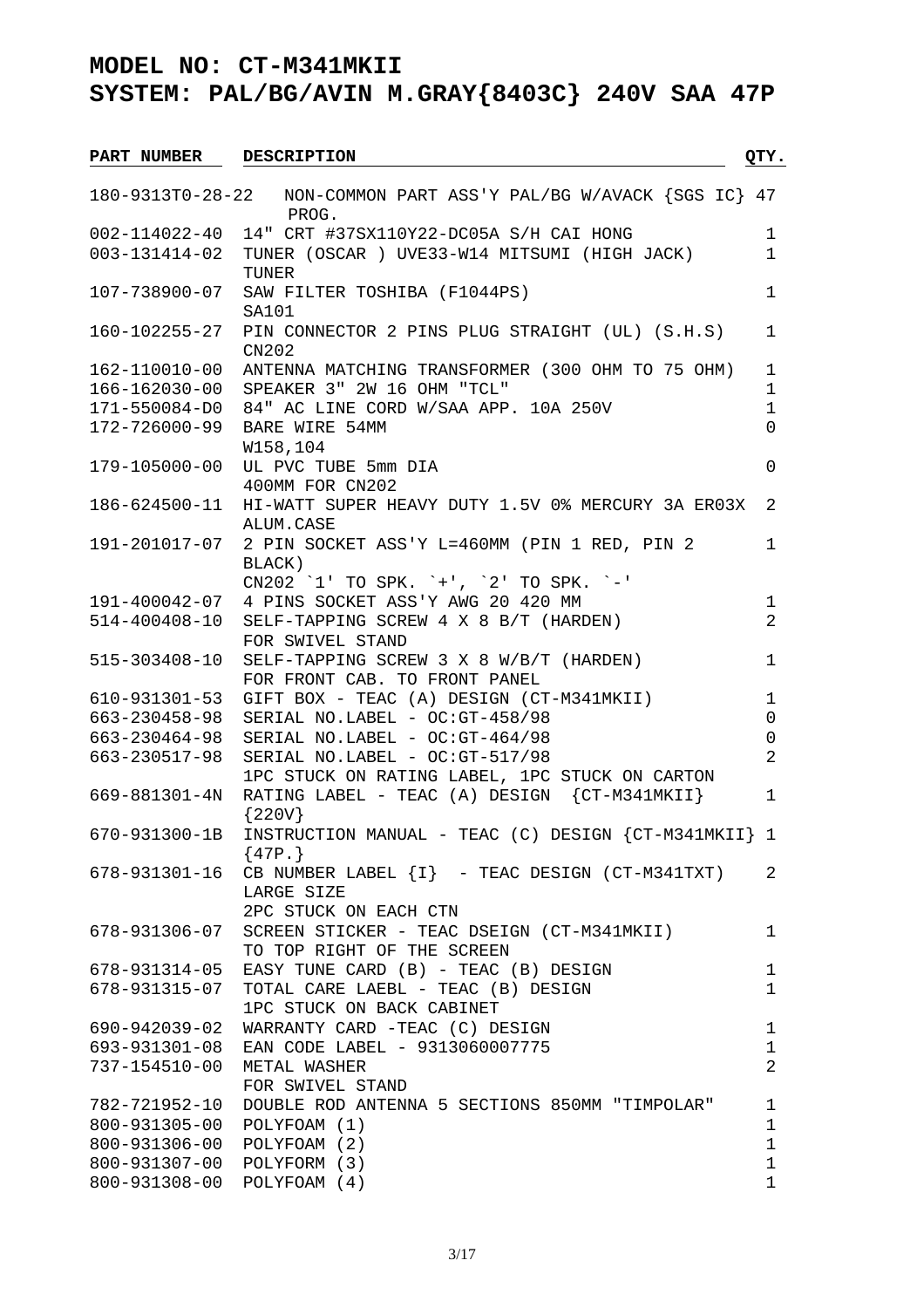# MODEL NO: CT-M341MKII
# SYSTEM: PAL/BG/AVIN M.GRAY{8403C} 240V SAA 47P

| PART NUMBER | DESCRIPTION | QTY. |
|---|---|---|
| 180-9313T0-28-22 | NON-COMMON PART ASS'Y PAL/BG W/AVACK {SGS IC} 47 PROG. | |
| 002-114022-40 | 14" CRT #37SX110Y22-DC05A S/H CAI HONG | 1 |
| 003-131414-02 | TUNER (OSCAR ) UVE33-W14 MITSUMI (HIGH JACK) TUNER | 1 |
| 107-738900-07 | SAW FILTER TOSHIBA (F1044PS) SA101 | 1 |
| 160-102255-27 | PIN CONNECTOR 2 PINS PLUG STRAIGHT (UL) (S.H.S) CN202 | 1 |
| 162-110010-00 | ANTENNA MATCHING TRANSFORMER (300 OHM TO 75 OHM) | 1 |
| 166-162030-00 | SPEAKER 3" 2W 16 OHM "TCL" | 1 |
| 171-550084-D0 | 84" AC LINE CORD W/SAA APP. 10A 250V | 1 |
| 172-726000-99 | BARE WIRE 54MM W158,104 | 0 |
| 179-105000-00 | UL PVC TUBE 5mm DIA 400MM FOR CN202 | 0 |
| 186-624500-11 | HI-WATT SUPER HEAVY DUTY 1.5V 0% MERCURY 3A ER03X ALUM.CASE | 2 |
| 191-201017-07 | 2 PIN SOCKET ASS'Y L=460MM (PIN 1 RED, PIN 2 BLACK) CN202 `1' TO SPK. `+', `2' TO SPK. `-' | 1 |
| 191-400042-07 | 4 PINS SOCKET ASS'Y AWG 20 420 MM | 1 |
| 514-400408-10 | SELF-TAPPING SCREW 4 X 8 B/T (HARDEN) FOR SWIVEL STAND | 2 |
| 515-303408-10 | SELF-TAPPING SCREW 3 X 8 W/B/T (HARDEN) FOR FRONT CAB. TO FRONT PANEL | 1 |
| 610-931301-53 | GIFT BOX - TEAC (A) DESIGN (CT-M341MKII) | 1 |
| 663-230458-98 | SERIAL NO.LABEL - OC:GT-458/98 | 0 |
| 663-230464-98 | SERIAL NO.LABEL - OC:GT-464/98 | 0 |
| 663-230517-98 | SERIAL NO.LABEL - OC:GT-517/98 1PC STUCK ON RATING LABEL, 1PC STUCK ON CARTON | 2 |
| 669-881301-4N | RATING LABEL - TEAC (A) DESIGN {CT-M341MKII} {220V} | 1 |
| 670-931300-1B | INSTRUCTION MANUAL - TEAC (C) DESIGN {CT-M341MKII} {47P.} | 1 |
| 678-931301-16 | CB NUMBER LABEL {I} - TEAC DESIGN (CT-M341TXT) LARGE SIZE 2PC STUCK ON EACH CTN | 2 |
| 678-931306-07 | SCREEN STICKER - TEAC DSEIGN (CT-M341MKII) TO TOP RIGHT OF THE SCREEN | 1 |
| 678-931314-05 | EASY TUNE CARD (B) - TEAC (B) DESIGN | 1 |
| 678-931315-07 | TOTAL CARE LAEBL - TEAC (B) DESIGN 1PC STUCK ON BACK CABINET | 1 |
| 690-942039-02 | WARRANTY CARD -TEAC (C) DESIGN | 1 |
| 693-931301-08 | EAN CODE LABEL - 9313060007775 | 1 |
| 737-154510-00 | METAL WASHER FOR SWIVEL STAND | 2 |
| 782-721952-10 | DOUBLE ROD ANTENNA 5 SECTIONS 850MM "TIMPOLAR" | 1 |
| 800-931305-00 | POLYFOAM (1) | 1 |
| 800-931306-00 | POLYFOAM (2) | 1 |
| 800-931307-00 | POLYFORM (3) | 1 |
| 800-931308-00 | POLYFOAM (4) | 1 |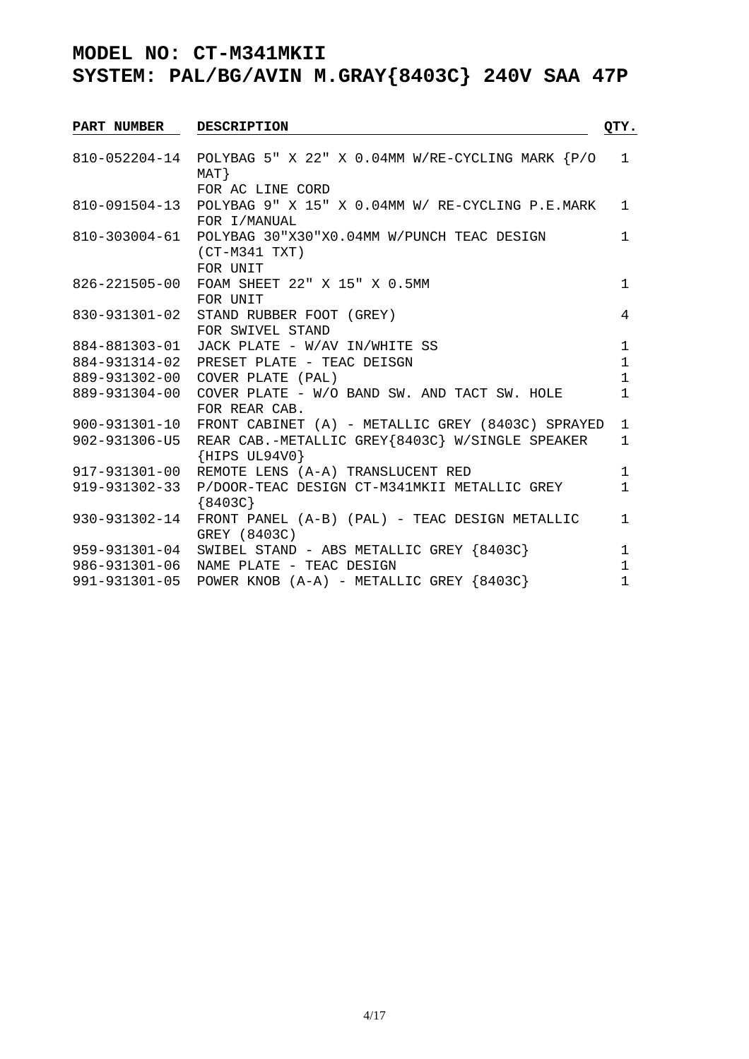# MODEL NO: CT-M341MKII
# SYSTEM: PAL/BG/AVIN M.GRAY{8403C} 240V SAA 47P

| PART NUMBER | DESCRIPTION | QTY. |
|---|---|---|
| 810-052204-14 | POLYBAG 5" X 22" X 0.04MM W/RE-CYCLING MARK {P/O MAT}<br>FOR AC LINE CORD | 1 |
| 810-091504-13 | POLYBAG 9" X 15" X 0.04MM W/ RE-CYCLING P.E.MARK<br>FOR I/MANUAL | 1 |
| 810-303004-61 | POLYBAG 30"X30"X0.04MM W/PUNCH TEAC DESIGN (CT-M341 TXT)<br>FOR UNIT | 1 |
| 826-221505-00 | FOAM SHEET 22" X 15" X 0.5MM<br>FOR UNIT | 1 |
| 830-931301-02 | STAND RUBBER FOOT (GREY)<br>FOR SWIVEL STAND | 4 |
| 884-881303-01 | JACK PLATE - W/AV IN/WHITE SS | 1 |
| 884-931314-02 | PRESET PLATE - TEAC DEISGN | 1 |
| 889-931302-00 | COVER PLATE (PAL) | 1 |
| 889-931304-00 | COVER PLATE - W/O BAND SW. AND TACT SW. HOLE<br>FOR REAR CAB. | 1 |
| 900-931301-10 | FRONT CABINET (A) - METALLIC GREY (8403C) SPRAYED | 1 |
| 902-931306-U5 | REAR CAB.-METALLIC GREY{8403C} W/SINGLE SPEAKER {HIPS UL94V0} | 1 |
| 917-931301-00 | REMOTE LENS (A-A) TRANSLUCENT RED | 1 |
| 919-931302-33 | P/DOOR-TEAC DESIGN CT-M341MKII METALLIC GREY {8403C} | 1 |
| 930-931302-14 | FRONT PANEL (A-B) (PAL) - TEAC DESIGN METALLIC GREY (8403C) | 1 |
| 959-931301-04 | SWIBEL STAND - ABS METALLIC GREY {8403C} | 1 |
| 986-931301-06 | NAME PLATE - TEAC DESIGN | 1 |
| 991-931301-05 | POWER KNOB (A-A) - METALLIC GREY {8403C} | 1 |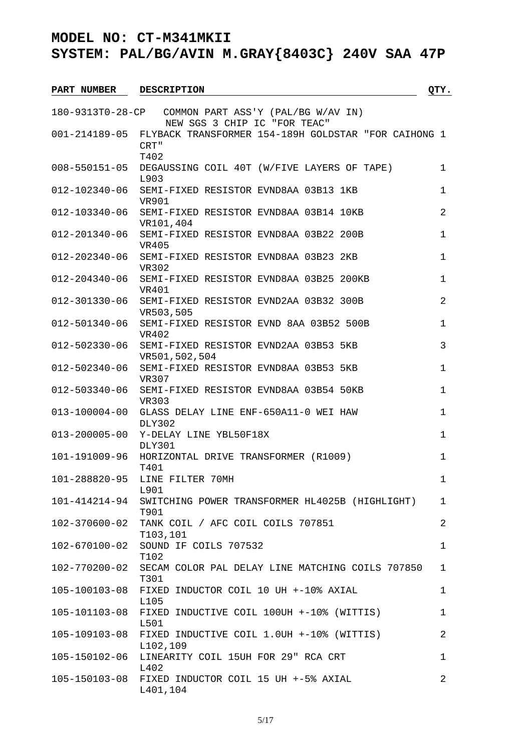# MODEL NO: CT-M341MKII
# SYSTEM: PAL/BG/AVIN M.GRAY{8403C} 240V SAA 47P

| PART NUMBER | DESCRIPTION | QTY. |
|---|---|---|
| 180-9313T0-28-CP | COMMON PART ASS'Y (PAL/BG W/AV IN) NEW SGS 3 CHIP IC "FOR TEAC" | |
| 001-214189-05 | FLYBACK TRANSFORMER 154-189H GOLDSTAR "FOR CAIHONG CRT" T402 | 1 |
| 008-550151-05 | DEGAUSSING COIL 40T (W/FIVE LAYERS OF TAPE) L903 | 1 |
| 012-102340-06 | SEMI-FIXED RESISTOR EVND8AA 03B13 1KB VR901 | 1 |
| 012-103340-06 | SEMI-FIXED RESISTOR EVND8AA 03B14 10KB VR101,404 | 2 |
| 012-201340-06 | SEMI-FIXED RESISTOR EVND8AA 03B22 200B VR405 | 1 |
| 012-202340-06 | SEMI-FIXED RESISTOR EVND8AA 03B23 2KB VR302 | 1 |
| 012-204340-06 | SEMI-FIXED RESISTOR EVND8AA 03B25 200KB VR401 | 1 |
| 012-301330-06 | SEMI-FIXED RESISTOR EVND2AA 03B32 300B VR503,505 | 2 |
| 012-501340-06 | SEMI-FIXED RESISTOR EVND 8AA 03B52 500B VR402 | 1 |
| 012-502330-06 | SEMI-FIXED RESISTOR EVND2AA 03B53 5KB VR501,502,504 | 3 |
| 012-502340-06 | SEMI-FIXED RESISTOR EVND8AA 03B53 5KB VR307 | 1 |
| 012-503340-06 | SEMI-FIXED RESISTOR EVND8AA 03B54 50KB VR303 | 1 |
| 013-100004-00 | GLASS DELAY LINE ENF-650A11-0 WEI HAW DLY302 | 1 |
| 013-200005-00 | Y-DELAY LINE YBL50F18X DLY301 | 1 |
| 101-191009-96 | HORIZONTAL DRIVE TRANSFORMER (R1009) T401 | 1 |
| 101-288820-95 | LINE FILTER 70MH L901 | 1 |
| 101-414214-94 | SWITCHING POWER TRANSFORMER HL4025B (HIGHLIGHT) T901 | 1 |
| 102-370600-02 | TANK COIL / AFC COIL COILS 707851 T103,101 | 2 |
| 102-670100-02 | SOUND IF COILS 707532 T102 | 1 |
| 102-770200-02 | SECAM COLOR PAL DELAY LINE MATCHING COILS 707850 T301 | 1 |
| 105-100103-08 | FIXED INDUCTOR COIL 10 UH +-10% AXIAL L105 | 1 |
| 105-101103-08 | FIXED INDUCTIVE COIL 100UH +-10% (WITTIS) L501 | 1 |
| 105-109103-08 | FIXED INDUCTIVE COIL 1.0UH +-10% (WITTIS) L102,109 | 2 |
| 105-150102-06 | LINEARITY COIL 15UH FOR 29" RCA CRT L402 | 1 |
| 105-150103-08 | FIXED INDUCTOR COIL 15 UH +-5% AXIAL L401,104 | 2 |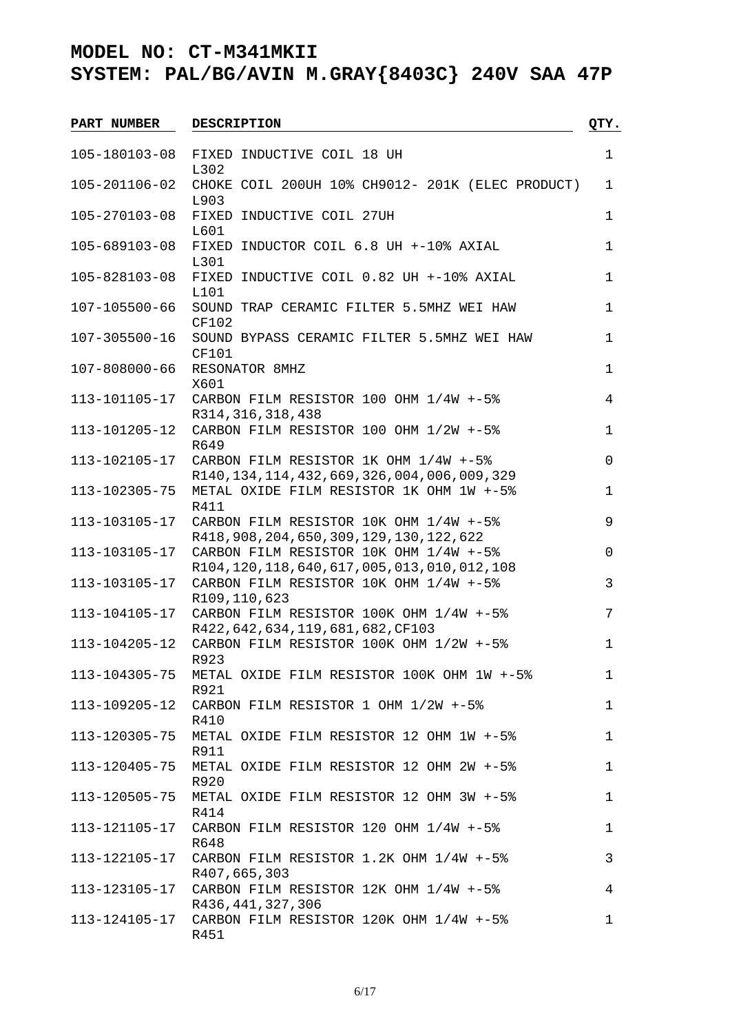# MODEL NO: CT-M341MKII
# SYSTEM: PAL/BG/AVIN M.GRAY{8403C} 240V SAA 47P

| PART NUMBER | DESCRIPTION | QTY. |
|---|---|---|
| 105-180103-08 | FIXED INDUCTIVE COIL 18 UH<br>L302 | 1 |
| 105-201106-02 | CHOKE COIL 200UH 10% CH9012- 201K (ELEC PRODUCT)<br>L903 | 1 |
| 105-270103-08 | FIXED INDUCTIVE COIL 27UH<br>L601 | 1 |
| 105-689103-08 | FIXED INDUCTOR COIL 6.8 UH +-10% AXIAL<br>L301 | 1 |
| 105-828103-08 | FIXED INDUCTIVE COIL 0.82 UH +-10% AXIAL<br>L101 | 1 |
| 107-105500-66 | SOUND TRAP CERAMIC FILTER 5.5MHZ WEI HAW<br>CF102 | 1 |
| 107-305500-16 | SOUND BYPASS CERAMIC FILTER 5.5MHZ WEI HAW<br>CF101 | 1 |
| 107-808000-66 | RESONATOR 8MHZ<br>X601 | 1 |
| 113-101105-17 | CARBON FILM RESISTOR 100 OHM 1/4W +-5%<br>R314,316,318,438 | 4 |
| 113-101205-12 | CARBON FILM RESISTOR 100 OHM 1/2W +-5%<br>R649 | 1 |
| 113-102105-17 | CARBON FILM RESISTOR 1K OHM 1/4W +-5%<br>R140,134,114,432,669,326,004,006,009,329 | 0 |
| 113-102305-75 | METAL OXIDE FILM RESISTOR 1K OHM 1W +-5%<br>R411 | 1 |
| 113-103105-17 | CARBON FILM RESISTOR 10K OHM 1/4W +-5%<br>R418,908,204,650,309,129,130,122,622 | 9 |
| 113-103105-17 | CARBON FILM RESISTOR 10K OHM 1/4W +-5%<br>R104,120,118,640,617,005,013,010,012,108 | 0 |
| 113-103105-17 | CARBON FILM RESISTOR 10K OHM 1/4W +-5%<br>R109,110,623 | 3 |
| 113-104105-17 | CARBON FILM RESISTOR 100K OHM 1/4W +-5%<br>R422,642,634,119,681,682,CF103 | 7 |
| 113-104205-12 | CARBON FILM RESISTOR 100K OHM 1/2W +-5%<br>R923 | 1 |
| 113-104305-75 | METAL OXIDE FILM RESISTOR 100K OHM 1W +-5%<br>R921 | 1 |
| 113-109205-12 | CARBON FILM RESISTOR 1 OHM 1/2W +-5%<br>R410 | 1 |
| 113-120305-75 | METAL OXIDE FILM RESISTOR 12 OHM 1W +-5%<br>R911 | 1 |
| 113-120405-75 | METAL OXIDE FILM RESISTOR 12 OHM 2W +-5%<br>R920 | 1 |
| 113-120505-75 | METAL OXIDE FILM RESISTOR 12 OHM 3W +-5%<br>R414 | 1 |
| 113-121105-17 | CARBON FILM RESISTOR 120 OHM 1/4W +-5%<br>R648 | 1 |
| 113-122105-17 | CARBON FILM RESISTOR 1.2K OHM 1/4W +-5%<br>R407,665,303 | 3 |
| 113-123105-17 | CARBON FILM RESISTOR 12K OHM 1/4W +-5%<br>R436,441,327,306 | 4 |
| 113-124105-17 | CARBON FILM RESISTOR 120K OHM 1/4W +-5%<br>R451 | 1 |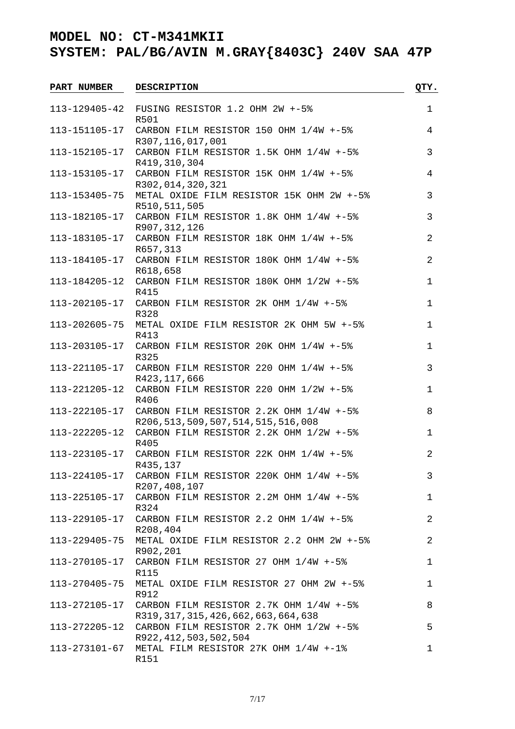# MODEL NO: CT-M341MKII
# SYSTEM: PAL/BG/AVIN M.GRAY{8403C} 240V SAA 47P

| PART NUMBER | DESCRIPTION | QTY. |
|---|---|---|
| 113-129405-42 | FUSING RESISTOR 1.2 OHM 2W +-5%<br>R501 | 1 |
| 113-151105-17 | CARBON FILM RESISTOR 150 OHM 1/4W +-5%<br>R307,116,017,001 | 4 |
| 113-152105-17 | CARBON FILM RESISTOR 1.5K OHM 1/4W +-5%<br>R419,310,304 | 3 |
| 113-153105-17 | CARBON FILM RESISTOR 15K OHM 1/4W +-5%<br>R302,014,320,321 | 4 |
| 113-153405-75 | METAL OXIDE FILM RESISTOR 15K OHM 2W +-5%<br>R510,511,505 | 3 |
| 113-182105-17 | CARBON FILM RESISTOR 1.8K OHM 1/4W +-5%<br>R907,312,126 | 3 |
| 113-183105-17 | CARBON FILM RESISTOR 18K OHM 1/4W +-5%<br>R657,313 | 2 |
| 113-184105-17 | CARBON FILM RESISTOR 180K OHM 1/4W +-5%<br>R618,658 | 2 |
| 113-184205-12 | CARBON FILM RESISTOR 180K OHM 1/2W +-5%<br>R415 | 1 |
| 113-202105-17 | CARBON FILM RESISTOR 2K OHM 1/4W +-5%<br>R328 | 1 |
| 113-202605-75 | METAL OXIDE FILM RESISTOR 2K OHM 5W +-5%<br>R413 | 1 |
| 113-203105-17 | CARBON FILM RESISTOR 20K OHM 1/4W +-5%<br>R325 | 1 |
| 113-221105-17 | CARBON FILM RESISTOR 220 OHM 1/4W +-5%<br>R423,117,666 | 3 |
| 113-221205-12 | CARBON FILM RESISTOR 220 OHM 1/2W +-5%<br>R406 | 1 |
| 113-222105-17 | CARBON FILM RESISTOR 2.2K OHM 1/4W +-5%<br>R206,513,509,507,514,515,516,008 | 8 |
| 113-222205-12 | CARBON FILM RESISTOR 2.2K OHM 1/2W +-5%<br>R405 | 1 |
| 113-223105-17 | CARBON FILM RESISTOR 22K OHM 1/4W +-5%<br>R435,137 | 2 |
| 113-224105-17 | CARBON FILM RESISTOR 220K OHM 1/4W +-5%<br>R207,408,107 | 3 |
| 113-225105-17 | CARBON FILM RESISTOR 2.2M OHM 1/4W +-5%<br>R324 | 1 |
| 113-229105-17 | CARBON FILM RESISTOR 2.2 OHM 1/4W +-5%<br>R208,404 | 2 |
| 113-229405-75 | METAL OXIDE FILM RESISTOR 2.2 OHM 2W +-5%<br>R902,201 | 2 |
| 113-270105-17 | CARBON FILM RESISTOR 27 OHM 1/4W +-5%<br>R115 | 1 |
| 113-270405-75 | METAL OXIDE FILM RESISTOR 27 OHM 2W +-5%<br>R912 | 1 |
| 113-272105-17 | CARBON FILM RESISTOR 2.7K OHM 1/4W +-5%<br>R319,317,315,426,662,663,664,638 | 8 |
| 113-272205-12 | CARBON FILM RESISTOR 2.7K OHM 1/2W +-5%<br>R922,412,503,502,504 | 5 |
| 113-273101-67 | METAL FILM RESISTOR 27K OHM 1/4W +-1%<br>R151 | 1 |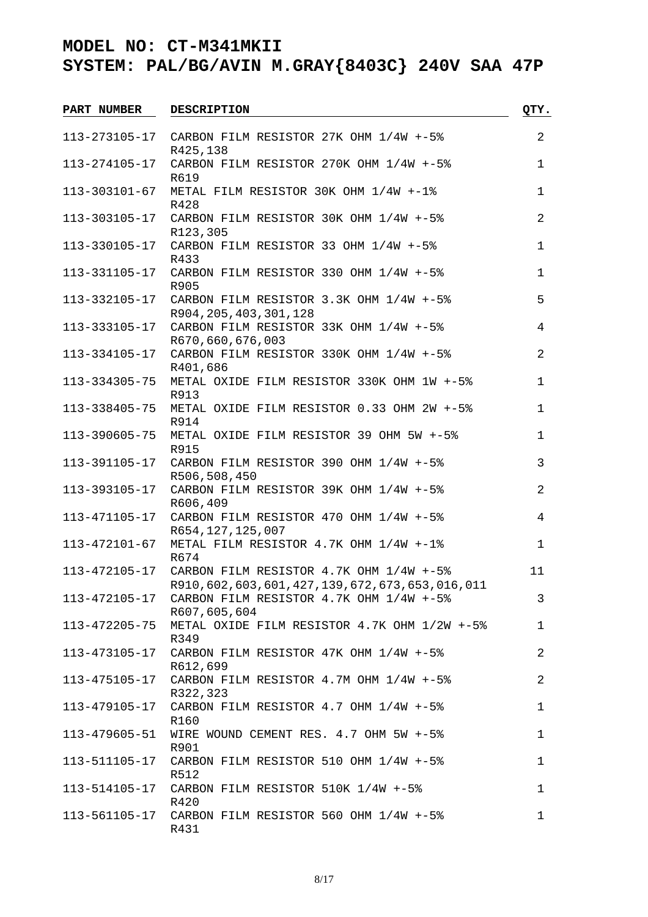# MODEL NO: CT-M341MKII
# SYSTEM: PAL/BG/AVIN M.GRAY{8403C} 240V SAA 47P

| PART NUMBER | DESCRIPTION | QTY. |
|---|---|---|
| 113-273105-17 | CARBON FILM RESISTOR 27K OHM 1/4W +-5%<br>R425,138 | 2 |
| 113-274105-17 | CARBON FILM RESISTOR 270K OHM 1/4W +-5%<br>R619 | 1 |
| 113-303101-67 | METAL FILM RESISTOR 30K OHM 1/4W +-1%<br>R428 | 1 |
| 113-303105-17 | CARBON FILM RESISTOR 30K OHM 1/4W +-5%<br>R123,305 | 2 |
| 113-330105-17 | CARBON FILM RESISTOR 33 OHM 1/4W +-5%<br>R433 | 1 |
| 113-331105-17 | CARBON FILM RESISTOR 330 OHM 1/4W +-5%<br>R905 | 1 |
| 113-332105-17 | CARBON FILM RESISTOR 3.3K OHM 1/4W +-5%<br>R904,205,403,301,128 | 5 |
| 113-333105-17 | CARBON FILM RESISTOR 33K OHM 1/4W +-5%<br>R670,660,676,003 | 4 |
| 113-334105-17 | CARBON FILM RESISTOR 330K OHM 1/4W +-5%<br>R401,686 | 2 |
| 113-334305-75 | METAL OXIDE FILM RESISTOR 330K OHM 1W +-5%<br>R913 | 1 |
| 113-338405-75 | METAL OXIDE FILM RESISTOR 0.33 OHM 2W +-5%<br>R914 | 1 |
| 113-390605-75 | METAL OXIDE FILM RESISTOR 39 OHM 5W +-5%<br>R915 | 1 |
| 113-391105-17 | CARBON FILM RESISTOR 390 OHM 1/4W +-5%<br>R506,508,450 | 3 |
| 113-393105-17 | CARBON FILM RESISTOR 39K OHM 1/4W +-5%<br>R606,409 | 2 |
| 113-471105-17 | CARBON FILM RESISTOR 470 OHM 1/4W +-5%<br>R654,127,125,007 | 4 |
| 113-472101-67 | METAL FILM RESISTOR 4.7K OHM 1/4W +-1%<br>R674 | 1 |
| 113-472105-17 | CARBON FILM RESISTOR 4.7K OHM 1/4W +-5%<br>R910,602,603,601,427,139,672,673,653,016,011 | 11 |
| 113-472105-17 | CARBON FILM RESISTOR 4.7K OHM 1/4W +-5%<br>R607,605,604 | 3 |
| 113-472205-75 | METAL OXIDE FILM RESISTOR 4.7K OHM 1/2W +-5%<br>R349 | 1 |
| 113-473105-17 | CARBON FILM RESISTOR 47K OHM 1/4W +-5%<br>R612,699 | 2 |
| 113-475105-17 | CARBON FILM RESISTOR 4.7M OHM 1/4W +-5%<br>R322,323 | 2 |
| 113-479105-17 | CARBON FILM RESISTOR 4.7 OHM 1/4W +-5%<br>R160 | 1 |
| 113-479605-51 | WIRE WOUND CEMENT RES. 4.7 OHM 5W +-5%<br>R901 | 1 |
| 113-511105-17 | CARBON FILM RESISTOR 510 OHM 1/4W +-5%<br>R512 | 1 |
| 113-514105-17 | CARBON FILM RESISTOR 510K 1/4W +-5%<br>R420 | 1 |
| 113-561105-17 | CARBON FILM RESISTOR 560 OHM 1/4W +-5%<br>R431 | 1 |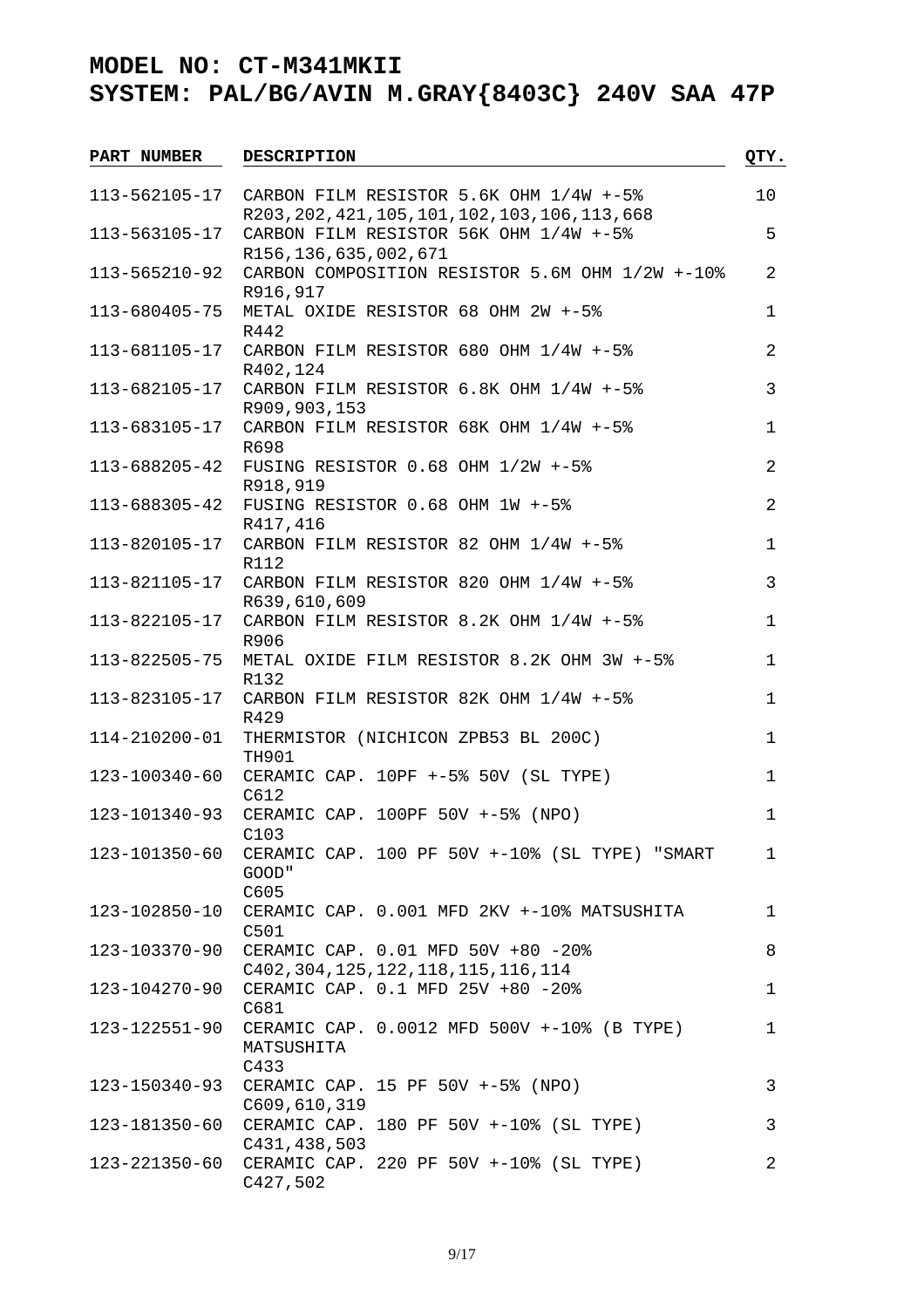# MODEL NO: CT-M341MKII
# SYSTEM: PAL/BG/AVIN M.GRAY{8403C} 240V SAA 47P

| PART NUMBER | DESCRIPTION | QTY. |
|---|---|---|
| 113-562105-17 | CARBON FILM RESISTOR 5.6K OHM 1/4W +-5%<br>R203,202,421,105,101,102,103,106,113,668 | 10 |
| 113-563105-17 | CARBON FILM RESISTOR 56K OHM 1/4W +-5%<br>R156,136,635,002,671 | 5 |
| 113-565210-92 | CARBON COMPOSITION RESISTOR 5.6M OHM 1/2W +-10%<br>R916,917 | 2 |
| 113-680405-75 | METAL OXIDE RESISTOR 68 OHM 2W +-5%<br>R442 | 1 |
| 113-681105-17 | CARBON FILM RESISTOR 680 OHM 1/4W +-5%<br>R402,124 | 2 |
| 113-682105-17 | CARBON FILM RESISTOR 6.8K OHM 1/4W +-5%<br>R909,903,153 | 3 |
| 113-683105-17 | CARBON FILM RESISTOR 68K OHM 1/4W +-5%<br>R698 | 1 |
| 113-688205-42 | FUSING RESISTOR 0.68 OHM 1/2W +-5%<br>R918,919 | 2 |
| 113-688305-42 | FUSING RESISTOR 0.68 OHM 1W +-5%<br>R417,416 | 2 |
| 113-820105-17 | CARBON FILM RESISTOR 82 OHM 1/4W +-5%<br>R112 | 1 |
| 113-821105-17 | CARBON FILM RESISTOR 820 OHM 1/4W +-5%<br>R639,610,609 | 3 |
| 113-822105-17 | CARBON FILM RESISTOR 8.2K OHM 1/4W +-5%<br>R906 | 1 |
| 113-822505-75 | METAL OXIDE FILM RESISTOR 8.2K OHM 3W +-5%<br>R132 | 1 |
| 113-823105-17 | CARBON FILM RESISTOR 82K OHM 1/4W +-5%<br>R429 | 1 |
| 114-210200-01 | THERMISTOR (NICHICON ZPB53 BL 200C)<br>TH901 | 1 |
| 123-100340-60 | CERAMIC CAP. 10PF +-5% 50V (SL TYPE)<br>C612 | 1 |
| 123-101340-93 | CERAMIC CAP. 100PF 50V +-5% (NPO)<br>C103 | 1 |
| 123-101350-60 | CERAMIC CAP. 100 PF 50V +-10% (SL TYPE) "SMART GOOD"<br>C605 | 1 |
| 123-102850-10 | CERAMIC CAP. 0.001 MFD 2KV +-10% MATSUSHITA<br>C501 | 1 |
| 123-103370-90 | CERAMIC CAP. 0.01 MFD 50V +80 -20%<br>C402,304,125,122,118,115,116,114 | 8 |
| 123-104270-90 | CERAMIC CAP. 0.1 MFD 25V +80 -20%<br>C681 | 1 |
| 123-122551-90 | CERAMIC CAP. 0.0012 MFD 500V +-10% (B TYPE) MATSUSHITA<br>C433 | 1 |
| 123-150340-93 | CERAMIC CAP. 15 PF 50V +-5% (NPO)<br>C609,610,319 | 3 |
| 123-181350-60 | CERAMIC CAP. 180 PF 50V +-10% (SL TYPE)<br>C431,438,503 | 3 |
| 123-221350-60 | CERAMIC CAP. 220 PF 50V +-10% (SL TYPE)<br>C427,502 | 2 |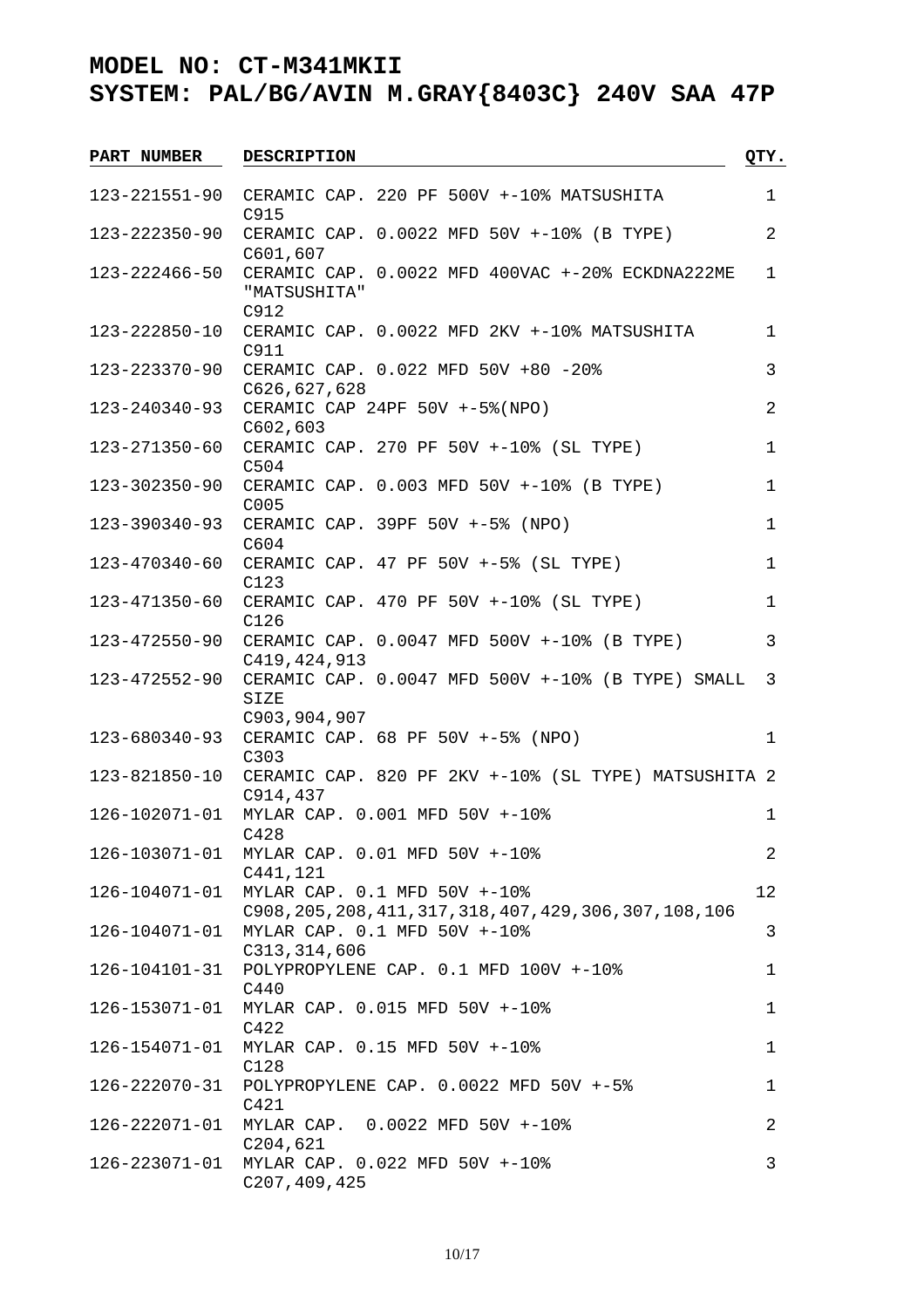# MODEL NO: CT-M341MKII
# SYSTEM: PAL/BG/AVIN M.GRAY{8403C} 240V SAA 47P

| PART NUMBER | DESCRIPTION | QTY. |
|---|---|---|
| 123-221551-90 | CERAMIC CAP. 220 PF 500V +-10% MATSUSHITA<br>C915 | 1 |
| 123-222350-90 | CERAMIC CAP. 0.0022 MFD 50V +-10% (B TYPE)<br>C601,607 | 2 |
| 123-222466-50 | CERAMIC CAP. 0.0022 MFD 400VAC +-20% ECKDNA222ME "MATSUSHITA"<br>C912 | 1 |
| 123-222850-10 | CERAMIC CAP. 0.0022 MFD 2KV +-10% MATSUSHITA<br>C911 | 1 |
| 123-223370-90 | CERAMIC CAP. 0.022 MFD 50V +80 -20%<br>C626,627,628 | 3 |
| 123-240340-93 | CERAMIC CAP 24PF 50V +-5%(NPO)<br>C602,603 | 2 |
| 123-271350-60 | CERAMIC CAP. 270 PF 50V +-10% (SL TYPE)<br>C504 | 1 |
| 123-302350-90 | CERAMIC CAP. 0.003 MFD 50V +-10% (B TYPE)<br>C005 | 1 |
| 123-390340-93 | CERAMIC CAP. 39PF 50V +-5% (NPO)<br>C604 | 1 |
| 123-470340-60 | CERAMIC CAP. 47 PF 50V +-5% (SL TYPE)<br>C123 | 1 |
| 123-471350-60 | CERAMIC CAP. 470 PF 50V +-10% (SL TYPE)<br>C126 | 1 |
| 123-472550-90 | CERAMIC CAP. 0.0047 MFD 500V +-10% (B TYPE)<br>C419,424,913 | 3 |
| 123-472552-90 | CERAMIC CAP. 0.0047 MFD 500V +-10% (B TYPE) SMALL SIZE<br>C903,904,907 | 3 |
| 123-680340-93 | CERAMIC CAP. 68 PF 50V +-5% (NPO)<br>C303 | 1 |
| 123-821850-10 | CERAMIC CAP. 820 PF 2KV +-10% (SL TYPE) MATSUSHITA<br>C914,437 | 2 |
| 126-102071-01 | MYLAR CAP. 0.001 MFD 50V +-10%<br>C428 | 1 |
| 126-103071-01 | MYLAR CAP. 0.01 MFD 50V +-10%<br>C441,121 | 2 |
| 126-104071-01 | MYLAR CAP. 0.1 MFD 50V +-10%<br>C908,205,208,411,317,318,407,429,306,307,108,106 | 12 |
| 126-104071-01 | MYLAR CAP. 0.1 MFD 50V +-10%<br>C313,314,606 | 3 |
| 126-104101-31 | POLYPROPYLENE CAP. 0.1 MFD 100V +-10%<br>C440 | 1 |
| 126-153071-01 | MYLAR CAP. 0.015 MFD 50V +-10%<br>C422 | 1 |
| 126-154071-01 | MYLAR CAP. 0.15 MFD 50V +-10%<br>C128 | 1 |
| 126-222070-31 | POLYPROPYLENE CAP. 0.0022 MFD 50V +-5%<br>C421 | 1 |
| 126-222071-01 | MYLAR CAP. 0.0022 MFD 50V +-10%<br>C204,621 | 2 |
| 126-223071-01 | MYLAR CAP. 0.022 MFD 50V +-10%<br>C207,409,425 | 3 |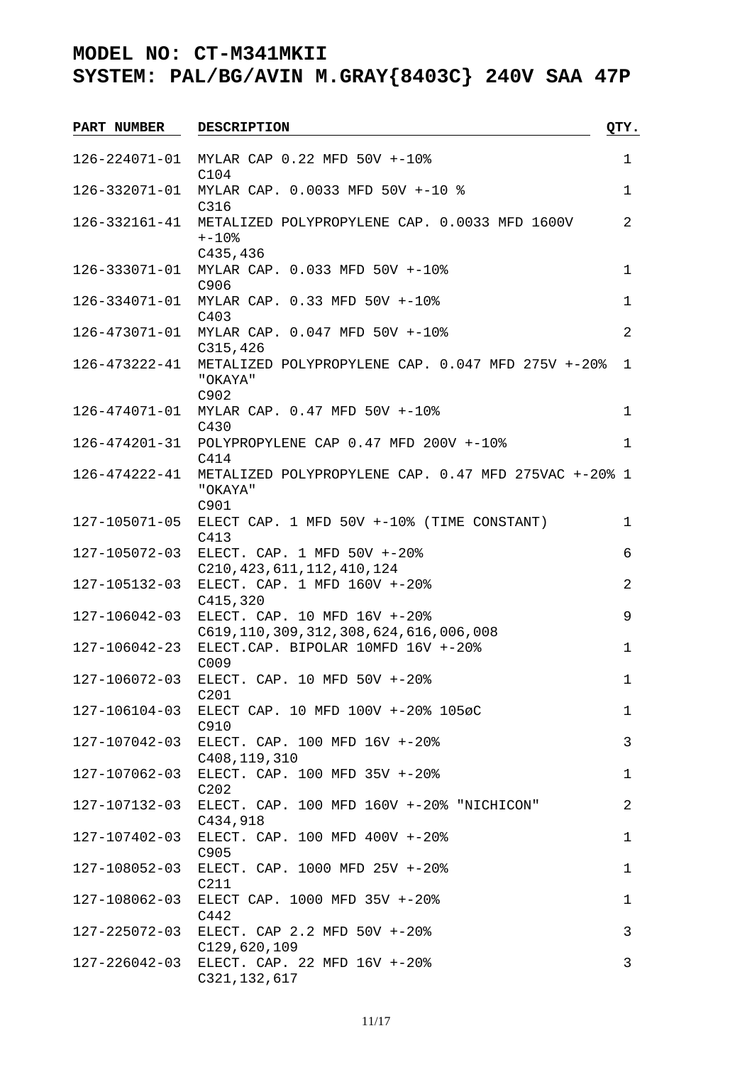# MODEL NO: CT-M341MKII
# SYSTEM: PAL/BG/AVIN M.GRAY{8403C} 240V SAA 47P

| PART NUMBER | DESCRIPTION | QTY. |
|---|---|---|
| 126-224071-01 | MYLAR CAP 0.22 MFD 50V +-10%<br>C104 | 1 |
| 126-332071-01 | MYLAR CAP. 0.0033 MFD 50V +-10 %<br>C316 | 1 |
| 126-332161-41 | METALIZED POLYPROPYLENE CAP. 0.0033 MFD 1600V +-10%<br>C435,436 | 2 |
| 126-333071-01 | MYLAR CAP. 0.033 MFD 50V +-10%<br>C906 | 1 |
| 126-334071-01 | MYLAR CAP. 0.33 MFD 50V +-10%<br>C403 | 1 |
| 126-473071-01 | MYLAR CAP. 0.047 MFD 50V +-10%<br>C315,426 | 2 |
| 126-473222-41 | METALIZED POLYPROPYLENE CAP. 0.047 MFD 275V +-20% "OKAYA"<br>C902 | 1 |
| 126-474071-01 | MYLAR CAP. 0.47 MFD 50V +-10%<br>C430 | 1 |
| 126-474201-31 | POLYPROPYLENE CAP 0.47 MFD 200V +-10%<br>C414 | 1 |
| 126-474222-41 | METALIZED POLYPROPYLENE CAP. 0.47 MFD 275VAC +-20% "OKAYA"<br>C901 | 1 |
| 127-105071-05 | ELECT CAP. 1 MFD 50V +-10% (TIME CONSTANT)<br>C413 | 1 |
| 127-105072-03 | ELECT. CAP. 1 MFD 50V +-20%<br>C210,423,611,112,410,124 | 6 |
| 127-105132-03 | ELECT. CAP. 1 MFD 160V +-20%<br>C415,320 | 2 |
| 127-106042-03 | ELECT. CAP. 10 MFD 16V +-20%<br>C619,110,309,312,308,624,616,006,008 | 9 |
| 127-106042-23 | ELECT.CAP. BIPOLAR 10MFD 16V +-20%<br>C009 | 1 |
| 127-106072-03 | ELECT. CAP. 10 MFD 50V +-20%<br>C201 | 1 |
| 127-106104-03 | ELECT CAP. 10 MFD 100V +-20% 105øC<br>C910 | 1 |
| 127-107042-03 | ELECT. CAP. 100 MFD 16V +-20%<br>C408,119,310 | 3 |
| 127-107062-03 | ELECT. CAP. 100 MFD 35V +-20%<br>C202 | 1 |
| 127-107132-03 | ELECT. CAP. 100 MFD 160V +-20% "NICHICON"<br>C434,918 | 2 |
| 127-107402-03 | ELECT. CAP. 100 MFD 400V +-20%<br>C905 | 1 |
| 127-108052-03 | ELECT. CAP. 1000 MFD 25V +-20%<br>C211 | 1 |
| 127-108062-03 | ELECT CAP. 1000 MFD 35V +-20%<br>C442 | 1 |
| 127-225072-03 | ELECT. CAP 2.2 MFD 50V +-20%<br>C129,620,109 | 3 |
| 127-226042-03 | ELECT. CAP. 22 MFD 16V +-20%<br>C321,132,617 | 3 |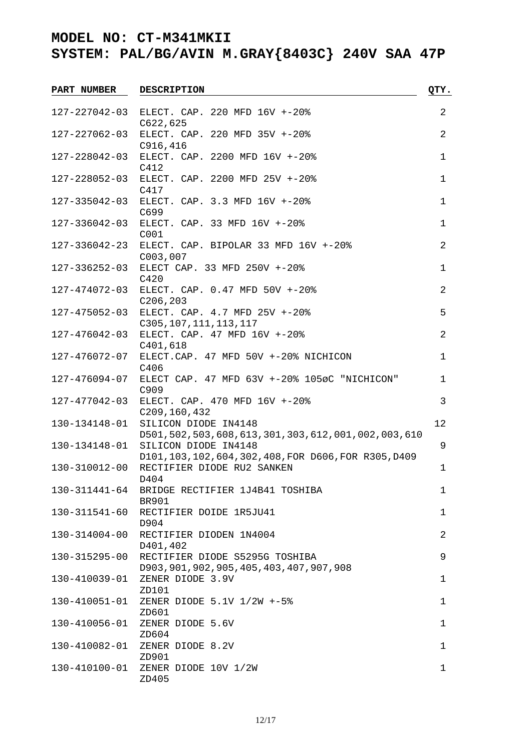# MODEL NO: CT-M341MKII
# SYSTEM: PAL/BG/AVIN M.GRAY{8403C} 240V SAA 47P

| PART NUMBER | DESCRIPTION | QTY. |
|---|---|---|
| 127-227042-03 | ELECT. CAP. 220 MFD 16V +-20%<br>C622,625 | 2 |
| 127-227062-03 | ELECT. CAP. 220 MFD 35V +-20%<br>C916,416 | 2 |
| 127-228042-03 | ELECT. CAP. 2200 MFD 16V +-20%<br>C412 | 1 |
| 127-228052-03 | ELECT. CAP. 2200 MFD 25V +-20%<br>C417 | 1 |
| 127-335042-03 | ELECT. CAP. 3.3 MFD 16V +-20%<br>C699 | 1 |
| 127-336042-03 | ELECT. CAP. 33 MFD 16V +-20%<br>C001 | 1 |
| 127-336042-23 | ELECT. CAP. BIPOLAR 33 MFD 16V +-20%<br>C003,007 | 2 |
| 127-336252-03 | ELECT CAP. 33 MFD 250V +-20%<br>C420 | 1 |
| 127-474072-03 | ELECT. CAP. 0.47 MFD 50V +-20%<br>C206,203 | 2 |
| 127-475052-03 | ELECT. CAP. 4.7 MFD 25V +-20%<br>C305,107,111,113,117 | 5 |
| 127-476042-03 | ELECT. CAP. 47 MFD 16V +-20%<br>C401,618 | 2 |
| 127-476072-07 | ELECT.CAP. 47 MFD 50V +-20% NICHICON<br>C406 | 1 |
| 127-476094-07 | ELECT CAP. 47 MFD 63V +-20% 105øC "NICHICON"<br>C909 | 1 |
| 127-477042-03 | ELECT. CAP. 470 MFD 16V +-20%<br>C209,160,432 | 3 |
| 130-134148-01 | SILICON DIODE IN4148<br>D501,502,503,608,613,301,303,612,001,002,003,610 | 12 |
| 130-134148-01 | SILICON DIODE IN4148<br>D101,103,102,604,302,408,FOR D606,FOR R305,D409 | 9 |
| 130-310012-00 | RECTIFIER DIODE RU2 SANKEN<br>D404 | 1 |
| 130-311441-64 | BRIDGE RECTIFIER 1J4B41 TOSHIBA<br>BR901 | 1 |
| 130-311541-60 | RECTIFIER DOIDE 1R5JU41<br>D904 | 1 |
| 130-314004-00 | RECTIFIER DIODEN 1N4004<br>D401,402 | 2 |
| 130-315295-00 | RECTIFIER DIODE S5295G TOSHIBA<br>D903,901,902,905,405,403,407,907,908 | 9 |
| 130-410039-01 | ZENER DIODE 3.9V<br>ZD101 | 1 |
| 130-410051-01 | ZENER DIODE 5.1V 1/2W +-5%<br>ZD601 | 1 |
| 130-410056-01 | ZENER DIODE 5.6V<br>ZD604 | 1 |
| 130-410082-01 | ZENER DIODE 8.2V<br>ZD901 | 1 |
| 130-410100-01 | ZENER DIODE 10V 1/2W<br>ZD405 | 1 |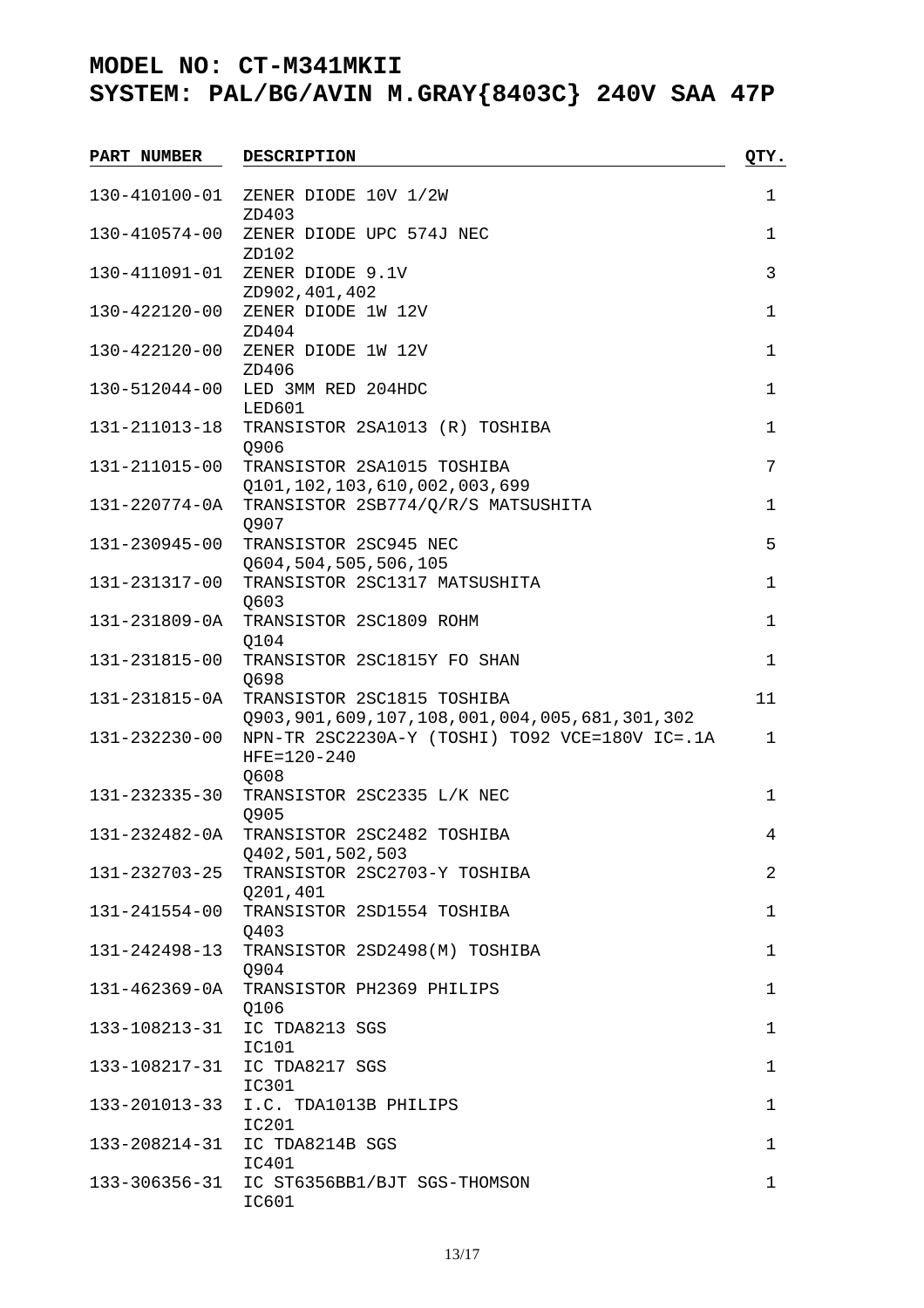# MODEL NO: CT-M341MKII
# SYSTEM: PAL/BG/AVIN M.GRAY{8403C} 240V SAA 47P

| PART NUMBER | DESCRIPTION | QTY. |
|---|---|---|
| 130-410100-01 | ZENER DIODE 10V 1/2W<br>ZD403 | 1 |
| 130-410574-00 | ZENER DIODE UPC 574J NEC<br>ZD102 | 1 |
| 130-411091-01 | ZENER DIODE 9.1V<br>ZD902,401,402 | 3 |
| 130-422120-00 | ZENER DIODE 1W 12V<br>ZD404 | 1 |
| 130-422120-00 | ZENER DIODE 1W 12V<br>ZD406 | 1 |
| 130-512044-00 | LED 3MM RED 204HDC<br>LED601 | 1 |
| 131-211013-18 | TRANSISTOR 2SA1013 (R) TOSHIBA<br>Q906 | 1 |
| 131-211015-00 | TRANSISTOR 2SA1015 TOSHIBA<br>Q101,102,103,610,002,003,699 | 7 |
| 131-220774-0A | TRANSISTOR 2SB774/Q/R/S MATSUSHITA<br>Q907 | 1 |
| 131-230945-00 | TRANSISTOR 2SC945 NEC<br>Q604,504,505,506,105 | 5 |
| 131-231317-00 | TRANSISTOR 2SC1317 MATSUSHITA<br>Q603 | 1 |
| 131-231809-0A | TRANSISTOR 2SC1809 ROHM<br>Q104 | 1 |
| 131-231815-00 | TRANSISTOR 2SC1815Y FO SHAN<br>Q698 | 1 |
| 131-231815-0A | TRANSISTOR 2SC1815 TOSHIBA<br>Q903,901,609,107,108,001,004,005,681,301,302 | 11 |
| 131-232230-00 | NPN-TR 2SC2230A-Y (TOSHI) TO92 VCE=180V IC=.1A<br>HFE=120-240<br>Q608 | 1 |
| 131-232335-30 | TRANSISTOR 2SC2335 L/K NEC<br>Q905 | 1 |
| 131-232482-0A | TRANSISTOR 2SC2482 TOSHIBA<br>Q402,501,502,503 | 4 |
| 131-232703-25 | TRANSISTOR 2SC2703-Y TOSHIBA<br>Q201,401 | 2 |
| 131-241554-00 | TRANSISTOR 2SD1554 TOSHIBA<br>Q403 | 1 |
| 131-242498-13 | TRANSISTOR 2SD2498(M) TOSHIBA<br>Q904 | 1 |
| 131-462369-0A | TRANSISTOR PH2369 PHILIPS<br>Q106 | 1 |
| 133-108213-31 | IC TDA8213 SGS<br>IC101 | 1 |
| 133-108217-31 | IC TDA8217 SGS<br>IC301 | 1 |
| 133-201013-33 | I.C. TDA1013B PHILIPS<br>IC201 | 1 |
| 133-208214-31 | IC TDA8214B SGS<br>IC401 | 1 |
| 133-306356-31 | IC ST6356BB1/BJT SGS-THOMSON<br>IC601 | 1 |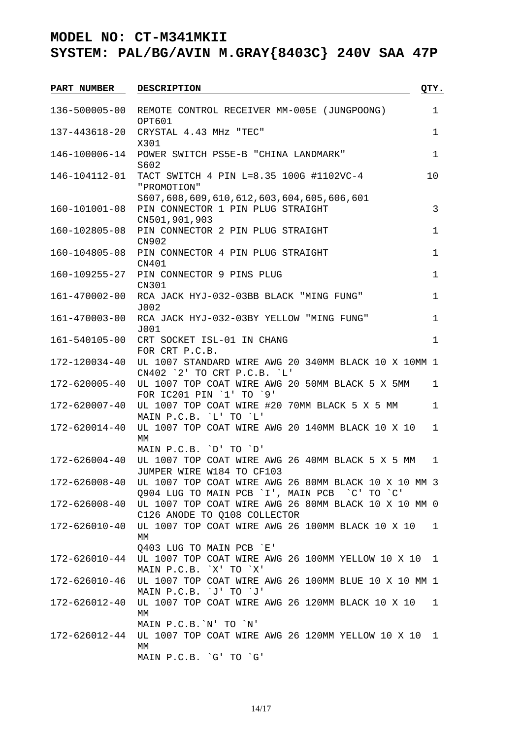# MODEL NO: CT-M341MKII
# SYSTEM: PAL/BG/AVIN M.GRAY{8403C} 240V SAA 47P

| PART NUMBER | DESCRIPTION | QTY. |
|---|---|---|
| 136-500005-00 | REMOTE CONTROL RECEIVER MM-005E (JUNGPOONG) OPT601 | 1 |
| 137-443618-20 | CRYSTAL 4.43 MHz "TEC" X301 | 1 |
| 146-100006-14 | POWER SWITCH PS5E-B "CHINA LANDMARK" S602 | 1 |
| 146-104112-01 | TACT SWITCH 4 PIN L=8.35 100G #1102VC-4 "PROMOTION" S607,608,609,610,612,603,604,605,606,601 | 10 |
| 160-101001-08 | PIN CONNECTOR 1 PIN PLUG STRAIGHT CN501,901,903 | 3 |
| 160-102805-08 | PIN CONNECTOR 2 PIN PLUG STRAIGHT CN902 | 1 |
| 160-104805-08 | PIN CONNECTOR 4 PIN PLUG STRAIGHT CN401 | 1 |
| 160-109255-27 | PIN CONNECTOR 9 PINS PLUG CN301 | 1 |
| 161-470002-00 | RCA JACK HYJ-032-03BB BLACK "MING FUNG" J002 | 1 |
| 161-470003-00 | RCA JACK HYJ-032-03BY YELLOW "MING FUNG" J001 | 1 |
| 161-540105-00 | CRT SOCKET ISL-01 IN CHANG FOR CRT P.C.B. | 1 |
| 172-120034-40 | UL 1007 STANDARD WIRE AWG 20 340MM BLACK 10 X 10MM CN402 `2' TO CRT P.C.B. `L' | 1 |
| 172-620005-40 | UL 1007 TOP COAT WIRE AWG 20 50MM BLACK 5 X 5MM FOR IC201 PIN `1' TO `9' | 1 |
| 172-620007-40 | UL 1007 TOP COAT WIRE #20 70MM BLACK 5 X 5 MM MAIN P.C.B. `L' TO `L' | 1 |
| 172-620014-40 | UL 1007 TOP COAT WIRE AWG 20 140MM BLACK 10 X 10 MM MAIN P.C.B. `D' TO `D' | 1 |
| 172-626004-40 | UL 1007 TOP COAT WIRE AWG 26 40MM BLACK 5 X 5 MM JUMPER WIRE W184 TO CF103 | 1 |
| 172-626008-40 | UL 1007 TOP COAT WIRE AWG 26 80MM BLACK 10 X 10 MM Q904 LUG TO MAIN PCB `I', MAIN PCB `C' TO `C' | 3 |
| 172-626008-40 | UL 1007 TOP COAT WIRE AWG 26 80MM BLACK 10 X 10 MM C126 ANODE TO Q108 COLLECTOR | 0 |
| 172-626010-40 | UL 1007 TOP COAT WIRE AWG 26 100MM BLACK 10 X 10 MM Q403 LUG TO MAIN PCB `E' | 1 |
| 172-626010-44 | UL 1007 TOP COAT WIRE AWG 26 100MM YELLOW 10 X 10 MAIN P.C.B. `X' TO `X' | 1 |
| 172-626010-46 | UL 1007 TOP COAT WIRE AWG 26 100MM BLUE 10 X 10 MM MAIN P.C.B. `J' TO `J' | 1 |
| 172-626012-40 | UL 1007 TOP COAT WIRE AWG 26 120MM BLACK 10 X 10 MM MAIN P.C.B.`N' TO `N' | 1 |
| 172-626012-44 | UL 1007 TOP COAT WIRE AWG 26 120MM YELLOW 10 X 10 MM MAIN P.C.B. `G' TO `G' | 1 |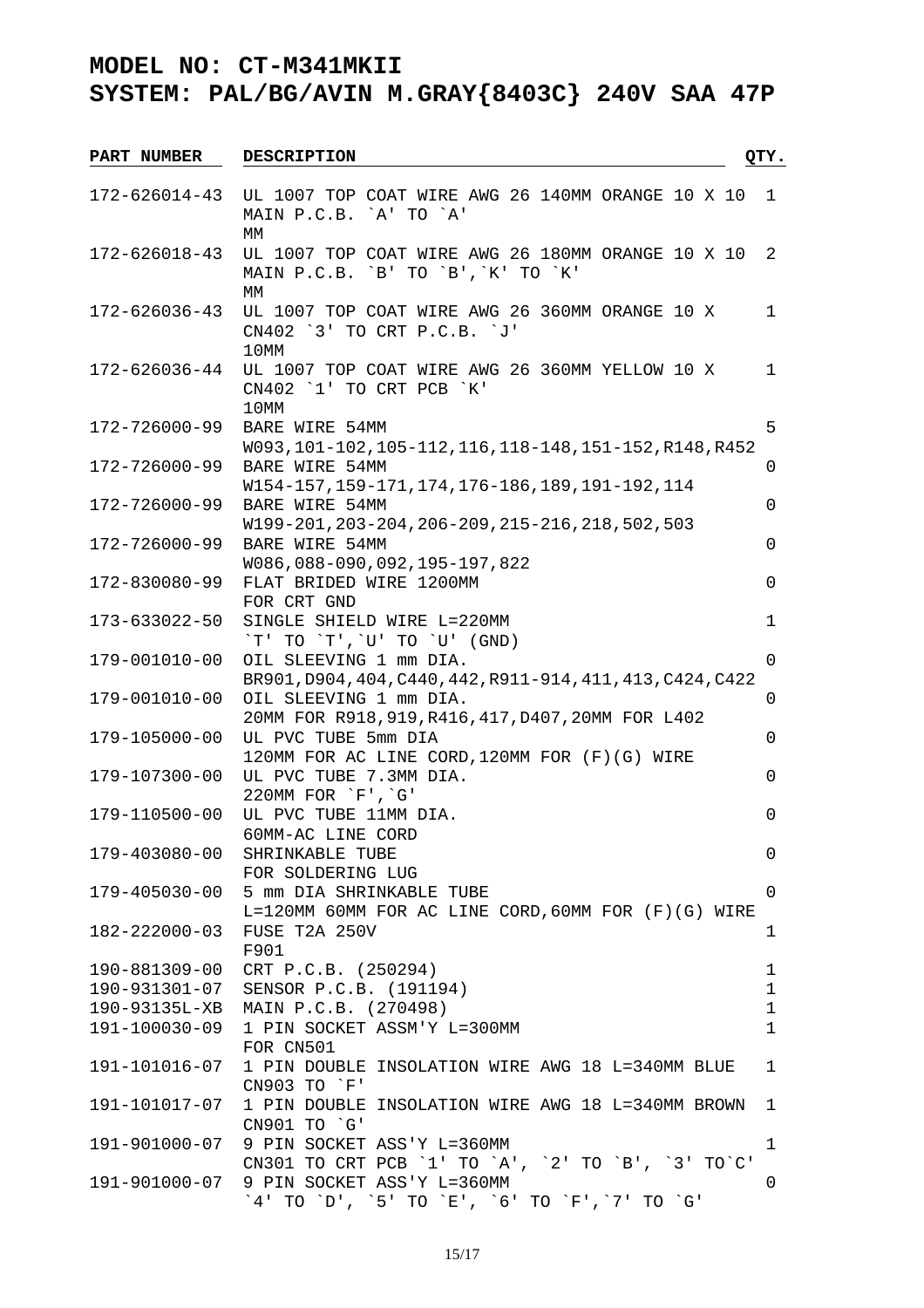# MODEL NO: CT-M341MKII
# SYSTEM: PAL/BG/AVIN M.GRAY{8403C} 240V SAA 47P

| PART NUMBER | DESCRIPTION | QTY. |
|---|---|---|
| 172-626014-43 | UL 1007 TOP COAT WIRE AWG 26 140MM ORANGE 10 X 10 MM<br>MAIN P.C.B. `A' TO `A' | 1 |
| 172-626018-43 | UL 1007 TOP COAT WIRE AWG 26 180MM ORANGE 10 X 10 MM<br>MAIN P.C.B. `B' TO `B',`K' TO `K' | 2 |
| 172-626036-43 | UL 1007 TOP COAT WIRE AWG 26 360MM ORANGE 10 X 10MM<br>CN402 `3' TO CRT P.C.B. `J' | 1 |
| 172-626036-44 | UL 1007 TOP COAT WIRE AWG 26 360MM YELLOW 10 X 10MM<br>CN402 `1' TO CRT PCB `K' | 1 |
| 172-726000-99 | BARE WIRE 54MM<br>W093,101-102,105-112,116,118-148,151-152,R148,R452 | 5 |
| 172-726000-99 | BARE WIRE 54MM<br>W154-157,159-171,174,176-186,189,191-192,114 | 0 |
| 172-726000-99 | BARE WIRE 54MM<br>W199-201,203-204,206-209,215-216,218,502,503 | 0 |
| 172-726000-99 | BARE WIRE 54MM<br>W086,088-090,092,195-197,822 | 0 |
| 172-830080-99 | FLAT BRIDED WIRE 1200MM<br>FOR CRT GND | 0 |
| 173-633022-50 | SINGLE SHIELD WIRE L=220MM<br>`T' TO `T',`U' TO `U' (GND) | 1 |
| 179-001010-00 | OIL SLEEVING 1 mm DIA.<br>BR901,D904,404,C440,442,R911-914,411,413,C424,C422 | 0 |
| 179-001010-00 | OIL SLEEVING 1 mm DIA.<br>20MM FOR R918,919,R416,417,D407,20MM FOR L402 | 0 |
| 179-105000-00 | UL PVC TUBE 5mm DIA<br>120MM FOR AC LINE CORD,120MM FOR (F)(G) WIRE | 0 |
| 179-107300-00 | UL PVC TUBE 7.3MM DIA.<br>220MM FOR `F',`G' | 0 |
| 179-110500-00 | UL PVC TUBE 11MM DIA.<br>60MM-AC LINE CORD | 0 |
| 179-403080-00 | SHRINKABLE TUBE<br>FOR SOLDERING LUG | 0 |
| 179-405030-00 | 5 mm DIA SHRINKABLE TUBE<br>L=120MM 60MM FOR AC LINE CORD,60MM FOR (F)(G) WIRE | 0 |
| 182-222000-03 | FUSE T2A 250V<br>F901 | 1 |
| 190-881309-00 | CRT P.C.B. (250294) | 1 |
| 190-931301-07 | SENSOR P.C.B. (191194) | 1 |
| 190-93135L-XB | MAIN P.C.B. (270498) | 1 |
| 191-100030-09 | 1 PIN SOCKET ASSM'Y L=300MM<br>FOR CN501 | 1 |
| 191-101016-07 | 1 PIN DOUBLE INSOLATION WIRE AWG 18 L=340MM BLUE<br>CN903 TO `F' | 1 |
| 191-101017-07 | 1 PIN DOUBLE INSOLATION WIRE AWG 18 L=340MM BROWN<br>CN901 TO `G' | 1 |
| 191-901000-07 | 9 PIN SOCKET ASS'Y L=360MM<br>CN301 TO CRT PCB `1' TO `A', `2' TO `B', `3' TO`C' | 1 |
| 191-901000-07 | 9 PIN SOCKET ASS'Y L=360MM<br>`4' TO `D', `5' TO `E', `6' TO `F',`7' TO `G' | 0 |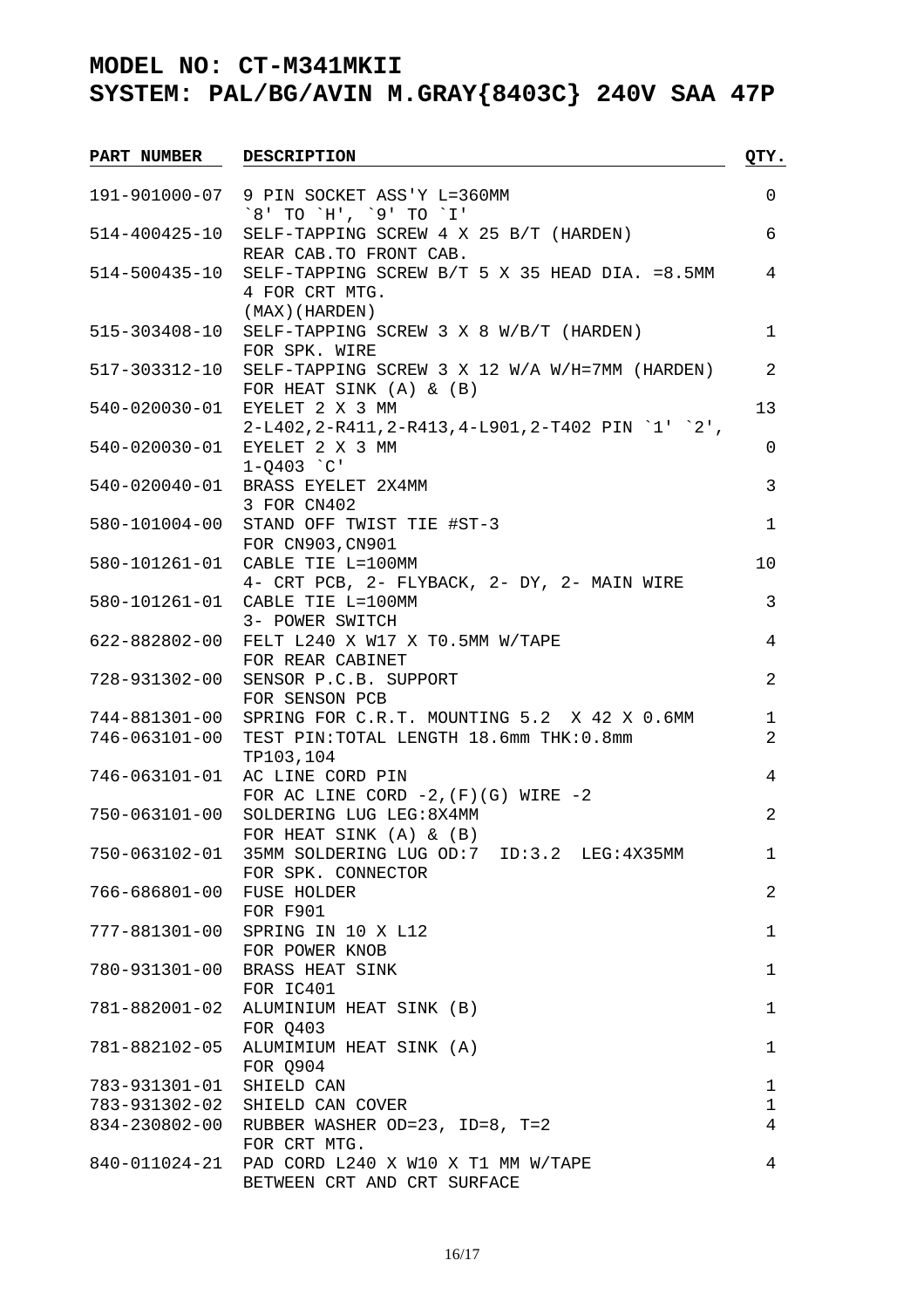# MODEL NO: CT-M341MKII
# SYSTEM: PAL/BG/AVIN M.GRAY{8403C} 240V SAA 47P

| PART NUMBER | DESCRIPTION | QTY. |
|---|---|---|
| 191-901000-07 | 9 PIN SOCKET ASS'Y L=360MM<br>`8' TO `H', `9' TO `I' | 0 |
| 514-400425-10 | SELF-TAPPING SCREW 4 X 25 B/T (HARDEN)<br>REAR CAB.TO FRONT CAB. | 6 |
| 514-500435-10 | SELF-TAPPING SCREW B/T 5 X 35 HEAD DIA. =8.5MM<br>4 FOR CRT MTG.<br>(MAX)(HARDEN) | 4 |
| 515-303408-10 | SELF-TAPPING SCREW 3 X 8 W/B/T (HARDEN)<br>FOR SPK. WIRE | 1 |
| 517-303312-10 | SELF-TAPPING SCREW 3 X 12 W/A W/H=7MM (HARDEN)<br>FOR HEAT SINK (A) & (B) | 2 |
| 540-020030-01 | EYELET 2 X 3 MM<br>2-L402,2-R411,2-R413,4-L901,2-T402 PIN `1' `2', | 13 |
| 540-020030-01 | EYELET 2 X 3 MM<br>1-Q403 `C' | 0 |
| 540-020040-01 | BRASS EYELET 2X4MM<br>3 FOR CN402 | 3 |
| 580-101004-00 | STAND OFF TWIST TIE #ST-3<br>FOR CN903,CN901 | 1 |
| 580-101261-01 | CABLE TIE L=100MM<br>4- CRT PCB, 2- FLYBACK, 2- DY, 2- MAIN WIRE | 10 |
| 580-101261-01 | CABLE TIE L=100MM<br>3- POWER SWITCH | 3 |
| 622-882802-00 | FELT L240 X W17 X T0.5MM W/TAPE<br>FOR REAR CABINET | 4 |
| 728-931302-00 | SENSOR P.C.B. SUPPORT<br>FOR SENSON PCB | 2 |
| 744-881301-00 | SPRING FOR C.R.T. MOUNTING 5.2 X 42 X 0.6MM | 1 |
| 746-063101-00 | TEST PIN:TOTAL LENGTH 18.6mm THK:0.8mm<br>TP103,104 | 2 |
| 746-063101-01 | AC LINE CORD PIN<br>FOR AC LINE CORD -2,(F)(G) WIRE -2 | 4 |
| 750-063101-00 | SOLDERING LUG LEG:8X4MM<br>FOR HEAT SINK (A) & (B) | 2 |
| 750-063102-01 | 35MM SOLDERING LUG OD:7 ID:3.2 LEG:4X35MM<br>FOR SPK. CONNECTOR | 1 |
| 766-686801-00 | FUSE HOLDER<br>FOR F901 | 2 |
| 777-881301-00 | SPRING IN 10 X L12<br>FOR POWER KNOB | 1 |
| 780-931301-00 | BRASS HEAT SINK<br>FOR IC401 | 1 |
| 781-882001-02 | ALUMINIUM HEAT SINK (B)<br>FOR Q403 | 1 |
| 781-882102-05 | ALUMIMIUM HEAT SINK (A)<br>FOR Q904 | 1 |
| 783-931301-01 | SHIELD CAN | 1 |
| 783-931302-02 | SHIELD CAN COVER | 1 |
| 834-230802-00 | RUBBER WASHER OD=23, ID=8, T=2<br>FOR CRT MTG. | 4 |
| 840-011024-21 | PAD CORD L240 X W10 X T1 MM W/TAPE<br>BETWEEN CRT AND CRT SURFACE | 4 |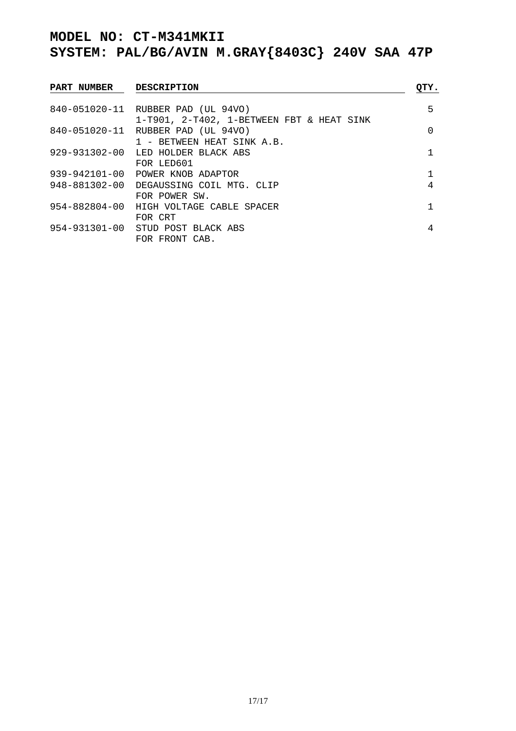# MODEL NO: CT-M341MKII
# SYSTEM: PAL/BG/AVIN M.GRAY{8403C} 240V SAA 47P

| PART NUMBER | DESCRIPTION | QTY. |
|---|---|---|
| 840-051020-11 | RUBBER PAD (UL 94VO)<br>1-T901, 2-T402, 1-BETWEEN FBT & HEAT SINK | 5 |
| 840-051020-11 | RUBBER PAD (UL 94VO)<br>1 - BETWEEN HEAT SINK A.B. | 0 |
| 929-931302-00 | LED HOLDER BLACK ABS<br>FOR LED601 | 1 |
| 939-942101-00 | POWER KNOB ADAPTOR | 1 |
| 948-881302-00 | DEGAUSSING COIL MTG. CLIP<br>FOR POWER SW. | 4 |
| 954-882804-00 | HIGH VOLTAGE CABLE SPACER<br>FOR CRT | 1 |
| 954-931301-00 | STUD POST BLACK ABS<br>FOR FRONT CAB. | 4 |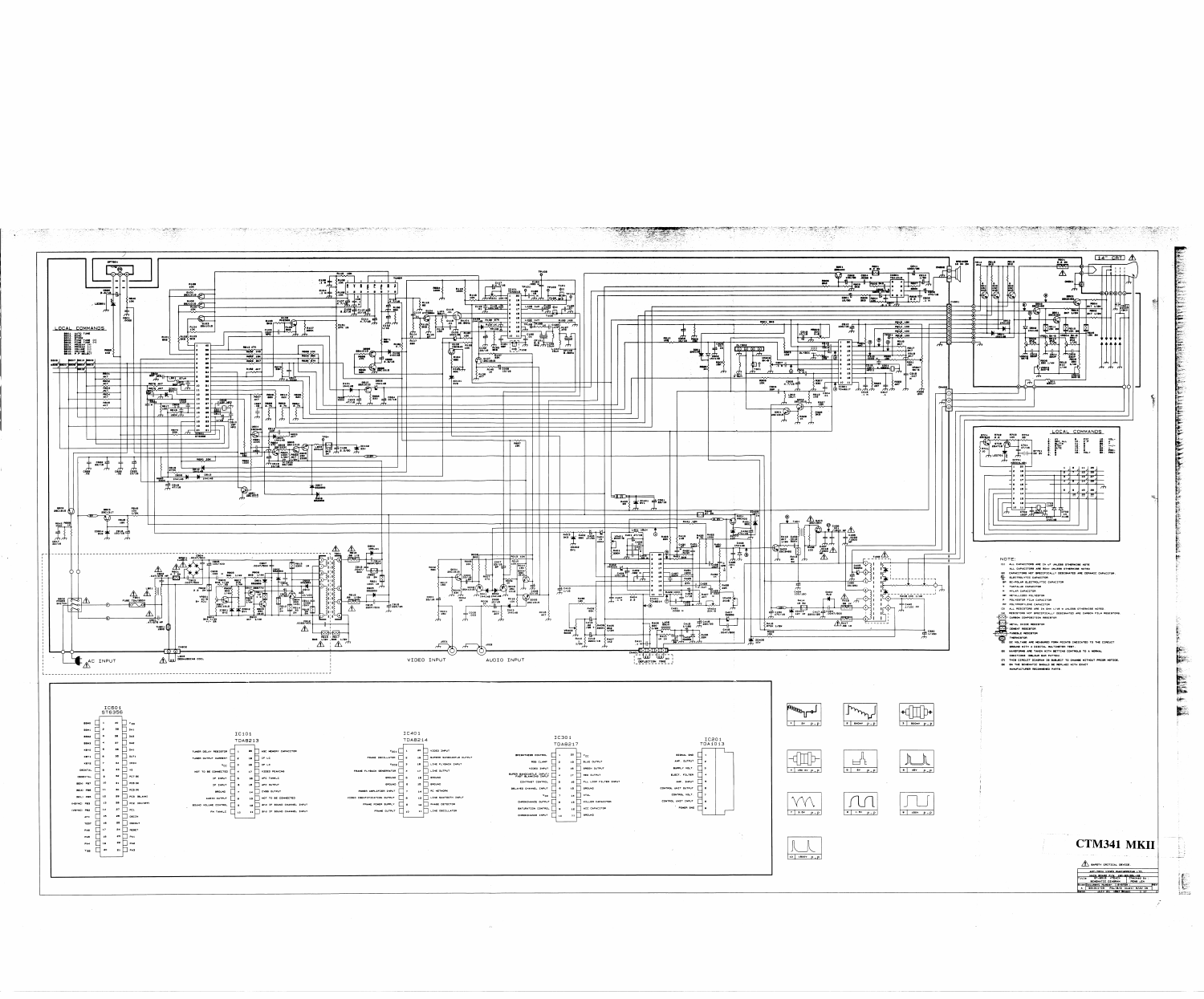CTM341 MKII

LOCAL COMMANDS

AC INPUT

VIDEO INPUT

AUDIO INPUT

14" CRT

LOCAL COMMANDS

IC501
ST6356

IC101
TDA8213

IC401
TDA8214

IC301
TDA8217

IC201
TDA1013

NOTE: